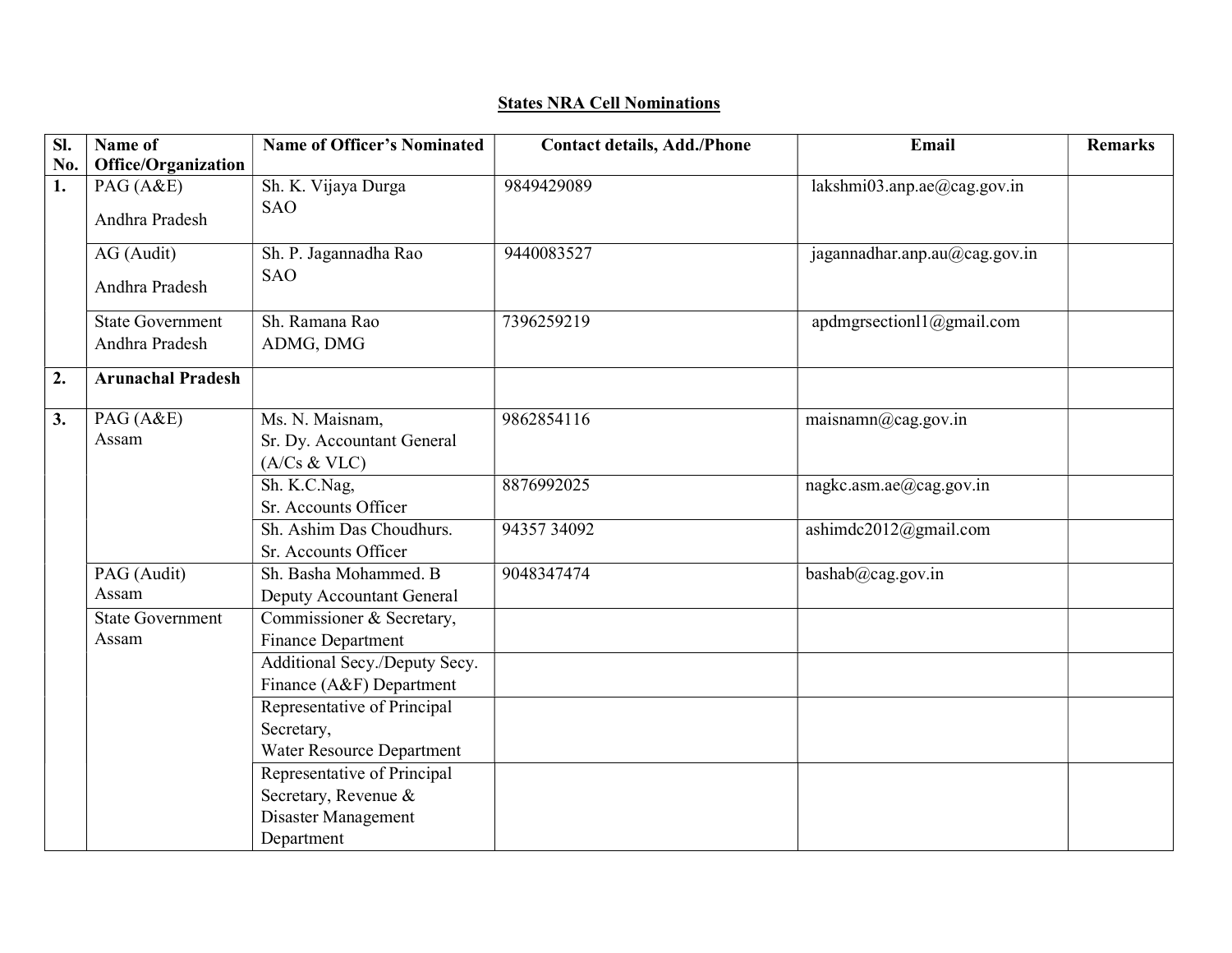## States NRA Cell Nominations

| Sl. No. | Name of Office/Organization | Name of Officer's Nominated | Contact details, Add./Phone | Email | Remarks |
|---|---|---|---|---|---|
| **1.** | PAG (A&E) Andhra Pradesh | Sh. K. Vijaya Durga SAO | 9849429089 | lakshmi03.anp.ae@cag.gov.in | |
| | AG (Audit) Andhra Pradesh | Sh. P. Jagannadha Rao SAO | 9440083527 | jagannadhar.anp.au@cag.gov.in | |
| | State Government Andhra Pradesh | Sh. Ramana Rao ADMG, DMG | 7396259219 | apdmgrsectionl1@gmail.com | |
| **2.** | **Arunachal Pradesh** | | | | |
| **3.** | PAG (A&E) Assam | Ms. N. Maisnam, Sr. Dy. Accountant General (A/Cs & VLC) | 9862854116 | maisnamn@cag.gov.in | |
| | | Sh. K.C.Nag, Sr. Accounts Officer | 8876992025 | nagkc.asm.ae@cag.gov.in | |
| | | Sh. Ashim Das Choudhurs. Sr. Accounts Officer | 94357 34092 | ashimdc2012@gmail.com | |
| | PAG (Audit) Assam | Sh. Basha Mohammed. B Deputy Accountant General | 9048347474 | bashab@cag.gov.in | |
| | State Government Assam | Commissioner & Secretary, Finance Department | | | |
| | | Additional Secy./Deputy Secy. Finance (A&F) Department | | | |
| | | Representative of Principal Secretary, Water Resource Department | | | |
| | | Representative of Principal Secretary, Revenue & Disaster Management Department | | | |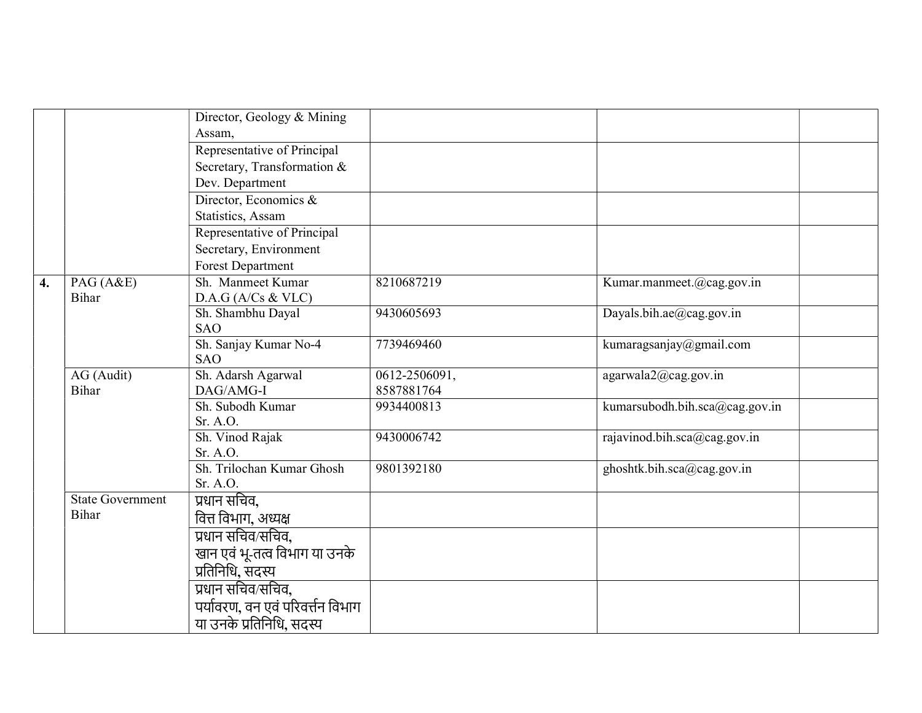| | | Director, Geology & Mining Assam, | | | |
|---|---|---|---|---|---|
| | | Representative of Principal Secretary, Transformation & Dev. Department | | | |
| | | Director, Economics & Statistics, Assam | | | |
| | | Representative of Principal Secretary, Environment Forest Department | | | |
| **4.** | PAG (A&E) Bihar | Sh. Manmeet Kumar D.A.G (A/Cs & VLC) | 8210687219 | Kumar.manmeet.@cag.gov.in | |
| | | Sh. Shambhu Dayal SAO | 9430605693 | Dayals.bih.ae@cag.gov.in | |
| | | Sh. Sanjay Kumar No-4 SAO | 7739469460 | kumaragsanjay@gmail.com | |
| | AG (Audit) Bihar | Sh. Adarsh Agarwal DAG/AMG-I | 0612-2506091, 8587881764 | agarwala2@cag.gov.in | |
| | | Sh. Subodh Kumar Sr. A.O. | 9934400813 | kumarsubodh.bih.sca@cag.gov.in | |
| | | Sh. Vinod Rajak Sr. A.O. | 9430006742 | rajavinod.bih.sca@cag.gov.in | |
| | | Sh. Trilochan Kumar Ghosh Sr. A.O. | 9801392180 | ghoshtk.bih.sca@cag.gov.in | |
| | State Government Bihar | प्रधान सचिव, वित्त विभाग, अध्यक्ष | | | |
| | | प्रधान सचिव/सचिव, खान एवं भू-तत्व विभाग या उनके प्रतिनिधि, सदस्य | | | |
| | | प्रधान सचिव/सचिव, पर्यावरण, वन एवं परिवर्त्तन विभाग या उनके प्रतिनिधि, सदस्य | | | |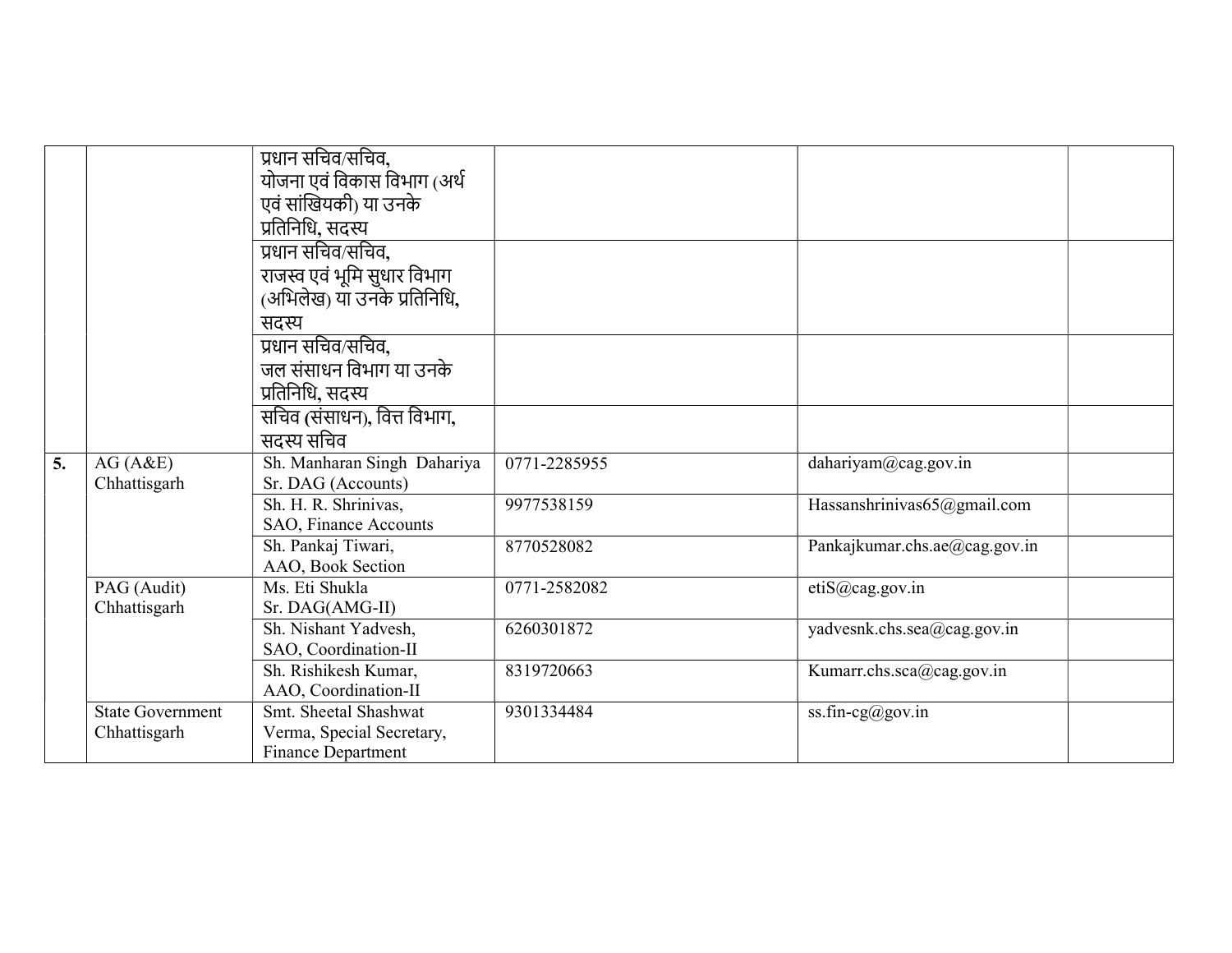| | | | | | |
|---|---|---|---|---|---|
| | | प्रधान सचिव/सचिव, योजना एवं विकास विभाग (अर्थ एवं सांख्यिकी) या उनके प्रतिनिधि, सदस्य | | | |
| | | प्रधान सचिव/सचिव, राजस्व एवं भूमि सुधार विभाग (अभिलेख) या उनके प्रतिनिधि, सदस्य | | | |
| | | प्रधान सचिव/सचिव, जल संसाधन विभाग या उनके प्रतिनिधि, सदस्य | | | |
| | | सचिव (संसाधन), वित्त विभाग, सदस्य सचिव | | | |
| **5.** | AG (A&E) Chhattisgarh | Sh. Manharan Singh Dahariya Sr. DAG (Accounts) | 0771-2285955 | dahariyam@cag.gov.in | |
| | | Sh. H. R. Shrinivas, SAO, Finance Accounts | 9977538159 | Hassanshrinivas65@gmail.com | |
| | | Sh. Pankaj Tiwari, AAO, Book Section | 8770528082 | Pankajkumar.chs.ae@cag.gov.in | |
| | PAG (Audit) Chhattisgarh | Ms. Eti Shukla Sr. DAG(AMG-II) | 0771-2582082 | etiS@cag.gov.in | |
| | | Sh. Nishant Yadvesh, SAO, Coordination-II | 6260301872 | yadvesnk.chs.sea@cag.gov.in | |
| | | Sh. Rishikesh Kumar, AAO, Coordination-II | 8319720663 | Kumarr.chs.sca@cag.gov.in | |
| | State Government Chhattisgarh | Smt. Sheetal Shashwat Verma, Special Secretary, Finance Department | 9301334484 | ss.fin-cg@gov.in | |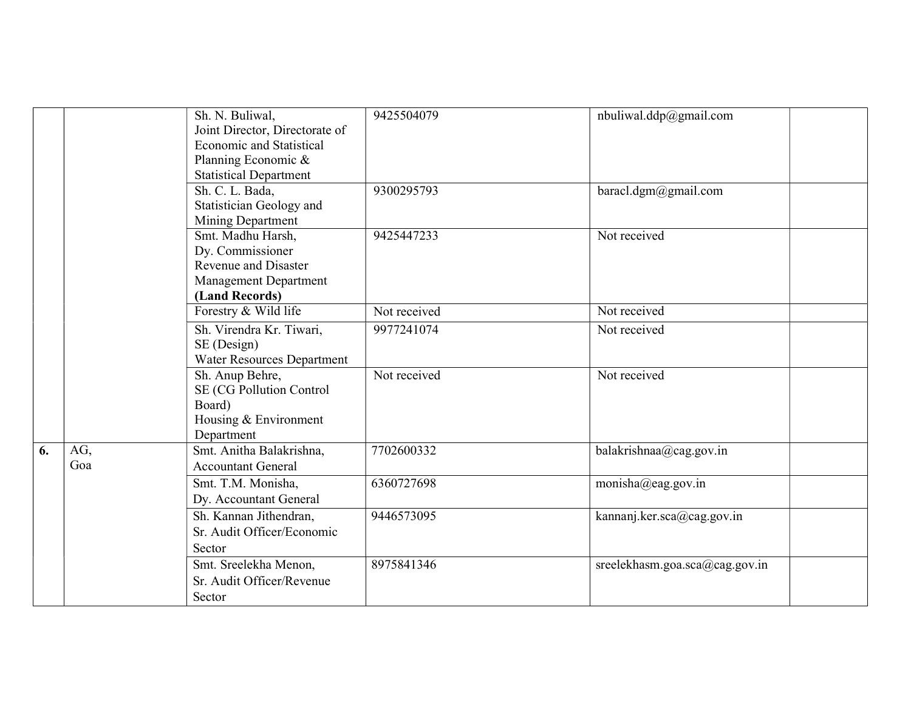| | | | | | |
|---|---|---|---|---|---|
| | | Sh. N. Buliwal, Joint Director, Directorate of Economic and Statistical Planning Economic & Statistical Department | 9425504079 | nbuliwal.ddp@gmail.com | |
| | | Sh. C. L. Bada, Statistician Geology and Mining Department | 9300295793 | baracl.dgm@gmail.com | |
| | | Smt. Madhu Harsh, Dy. Commissioner Revenue and Disaster Management Department **(Land Records)** | 9425447233 | Not received | |
| | | Forestry & Wild life | Not received | Not received | |
| | | Sh. Virendra Kr. Tiwari, SE (Design) Water Resources Department | 9977241074 | Not received | |
| | | Sh. Anup Behre, SE (CG Pollution Control Board) Housing & Environment Department | Not received | Not received | |
| **6.** | AG, Goa | Smt. Anitha Balakrishna, Accountant General | 7702600332 | balakrishnaa@cag.gov.in | |
| | | Smt. T.M. Monisha, Dy. Accountant General | 6360727698 | monisha@eag.gov.in | |
| | | Sh. Kannan Jithendran, Sr. Audit Officer/Economic Sector | 9446573095 | kannanj.ker.sca@cag.gov.in | |
| | | Smt. Sreelekha Menon, Sr. Audit Officer/Revenue Sector | 8975841346 | sreelekhasm.goa.sca@cag.gov.in | |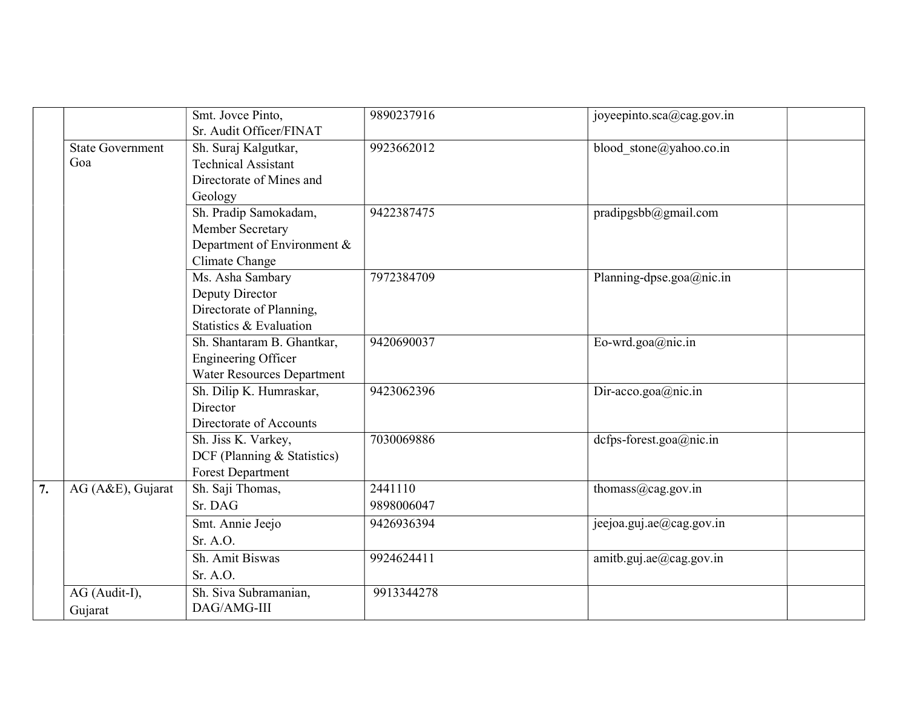| | | | | | |
|---|---|---|---|---|---|
| | | Smt. Jovce Pinto,<br>Sr. Audit Officer/FINAT | 9890237916 | joyeepinto.sca@cag.gov.in | |
| | State Government Goa | Sh. Suraj Kalgutkar,<br>Technical Assistant<br>Directorate of Mines and Geology | 9923662012 | blood_stone@yahoo.co.in | |
| | | Sh. Pradip Samokadam,<br>Member Secretary<br>Department of Environment & Climate Change | 9422387475 | pradipgsbb@gmail.com | |
| | | Ms. Asha Sambary<br>Deputy Director<br>Directorate of Planning, Statistics & Evaluation | 7972384709 | Planning-dpse.goa@nic.in | |
| | | Sh. Shantaram B. Ghantkar,<br>Engineering Officer<br>Water Resources Department | 9420690037 | Eo-wrd.goa@nic.in | |
| | | Sh. Dilip K. Humraskar,<br>Director<br>Directorate of Accounts | 9423062396 | Dir-acco.goa@nic.in | |
| | | Sh. Jiss K. Varkey,<br>DCF (Planning & Statistics)<br>Forest Department | 7030069886 | dcfps-forest.goa@nic.in | |
| **7.** | AG (A&E), Gujarat | Sh. Saji Thomas,<br>Sr. DAG | 2441110<br>9898006047 | thomass@cag.gov.in | |
| | | Smt. Annie Jeejo<br>Sr. A.O. | 9426936394 | jeejoa.guj.ae@cag.gov.in | |
| | | Sh. Amit Biswas<br>Sr. A.O. | 9924624411 | amitb.guj.ae@cag.gov.in | |
| | AG (Audit-I), Gujarat | Sh. Siva Subramanian,<br>DAG/AMG-III | 9913344278 | | |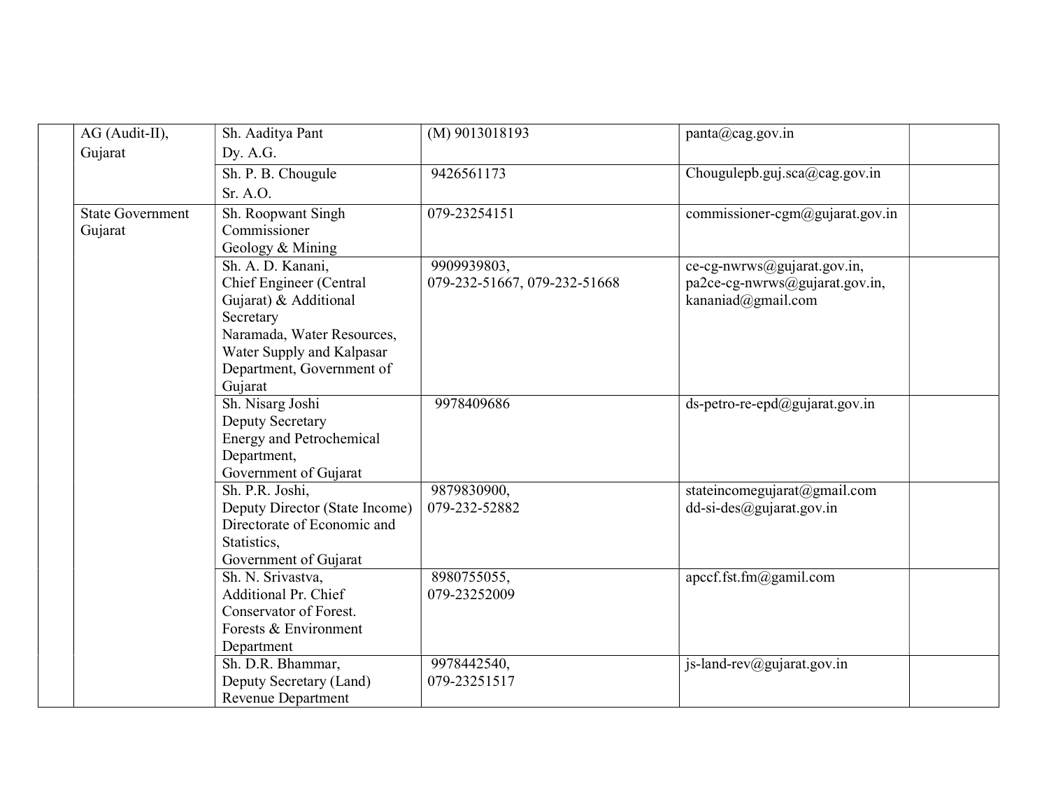| | | | | | |
|---|---|---|---|---|---|
| | AG (Audit-II), Gujarat | Sh. Aaditya Pant<br>Dy. A.G. | (M) 9013018193 | panta@cag.gov.in | |
| | | Sh. P. B. Chougule<br>Sr. A.O. | 9426561173 | Chougulepb.guj.sca@cag.gov.in | |
| | State Government Gujarat | Sh. Roopwant Singh<br>Commissioner<br>Geology & Mining | 079-23254151 | commissioner-cgm@gujarat.gov.in | |
| | | Sh. A. D. Kanani,<br>Chief Engineer (Central Gujarat) & Additional Secretary<br>Naramada, Water Resources, Water Supply and Kalpasar Department, Government of Gujarat | 9909939803,<br>079-232-51667, 079-232-51668 | ce-cg-nwrws@gujarat.gov.in,<br>pa2ce-cg-nwrws@gujarat.gov.in,<br>kananiad@gmail.com | |
| | | Sh. Nisarg Joshi<br>Deputy Secretary<br>Energy and Petrochemical Department,<br>Government of Gujarat | 9978409686 | ds-petro-re-epd@gujarat.gov.in | |
| | | Sh. P.R. Joshi,<br>Deputy Director (State Income)<br>Directorate of Economic and Statistics,<br>Government of Gujarat | 9879830900,<br>079-232-52882 | stateincomegujarat@gmail.com<br>dd-si-des@gujarat.gov.in | |
| | | Sh. N. Srivastva,<br>Additional Pr. Chief Conservator of Forest.<br>Forests & Environment Department | 8980755055,<br>079-23252009 | apccf.fst.fm@gamil.com | |
| | | Sh. D.R. Bhammar,<br>Deputy Secretary (Land)<br>Revenue Department | 9978442540,<br>079-23251517 | js-land-rev@gujarat.gov.in | |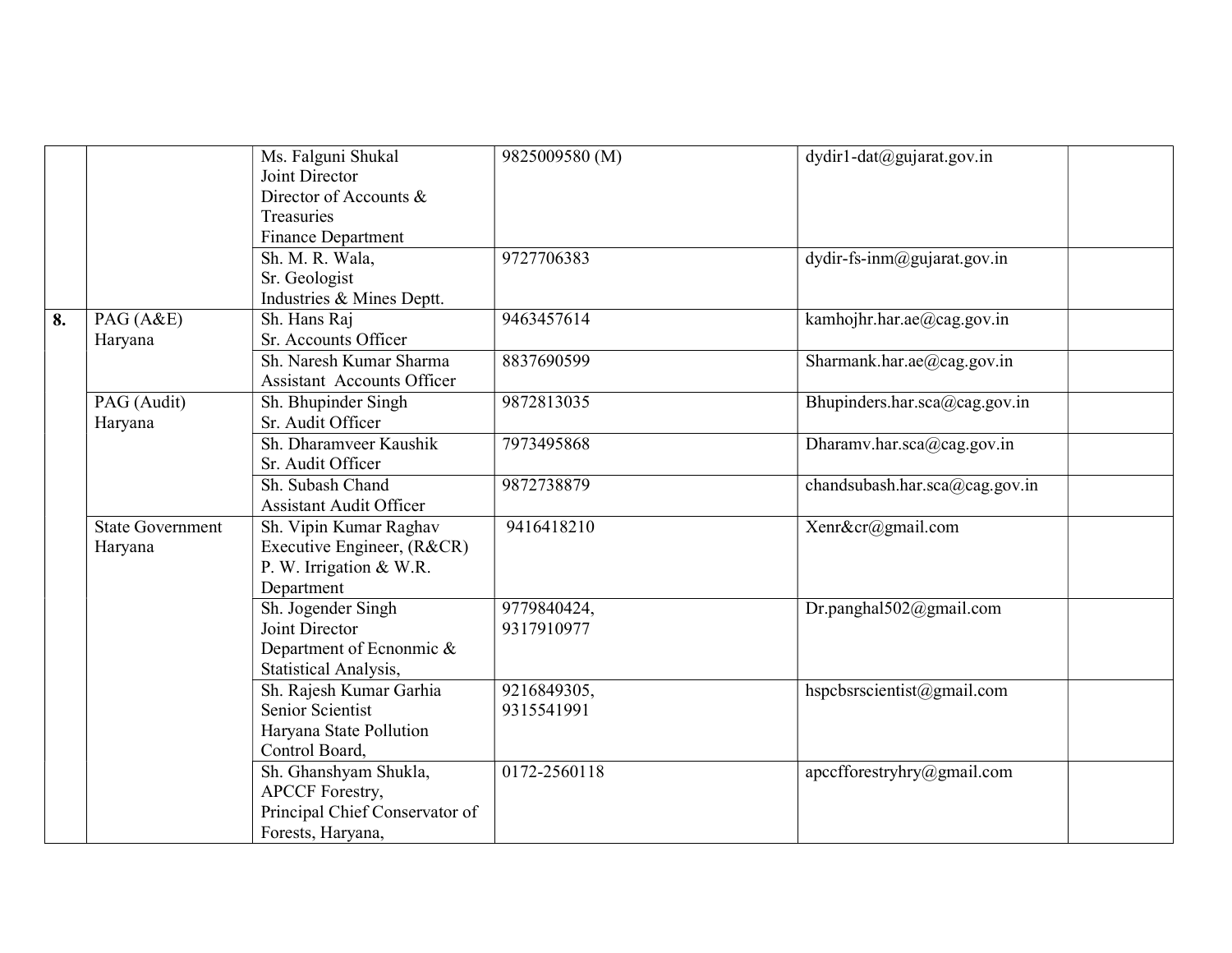| | | | | | |
|---|---|---|---|---|---|
| | | Ms. Falguni Shukal<br>Joint Director<br>Director of Accounts & Treasuries<br>Finance Department | 9825009580 (M) | dydir1-dat@gujarat.gov.in | |
| | | Sh. M. R. Wala,<br>Sr. Geologist<br>Industries & Mines Deptt. | 9727706383 | dydir-fs-inm@gujarat.gov.in | |
| **8.** | PAG (A&E)<br>Haryana | Sh. Hans Raj<br>Sr. Accounts Officer | 9463457614 | kamhojhr.har.ae@cag.gov.in | |
| | | Sh. Naresh Kumar Sharma<br>Assistant Accounts Officer | 8837690599 | Sharmank.har.ae@cag.gov.in | |
| | PAG (Audit)<br>Haryana | Sh. Bhupinder Singh<br>Sr. Audit Officer | 9872813035 | Bhupinders.har.sca@cag.gov.in | |
| | | Sh. Dharamveer Kaushik<br>Sr. Audit Officer | 7973495868 | Dharamv.har.sca@cag.gov.in | |
| | | Sh. Subash Chand<br>Assistant Audit Officer | 9872738879 | chandsubash.har.sca@cag.gov.in | |
| | State Government<br>Haryana | Sh. Vipin Kumar Raghav<br>Executive Engineer, (R&CR)<br>P. W. Irrigation & W.R. Department | 9416418210 | Xenr&cr@gmail.com | |
| | | Sh. Jogender Singh<br>Joint Director<br>Department of Ecnonmic & Statistical Analysis, | 9779840424,<br>9317910977 | Dr.panghal502@gmail.com | |
| | | Sh. Rajesh Kumar Garhia<br>Senior Scientist<br>Haryana State Pollution Control Board, | 9216849305,<br>9315541991 | hspcbsrscientist@gmail.com | |
| | | Sh. Ghanshyam Shukla,<br>APCCF Forestry,<br>Principal Chief Conservator of Forests, Haryana, | 0172-2560118 | apccfforestryhry@gmail.com | |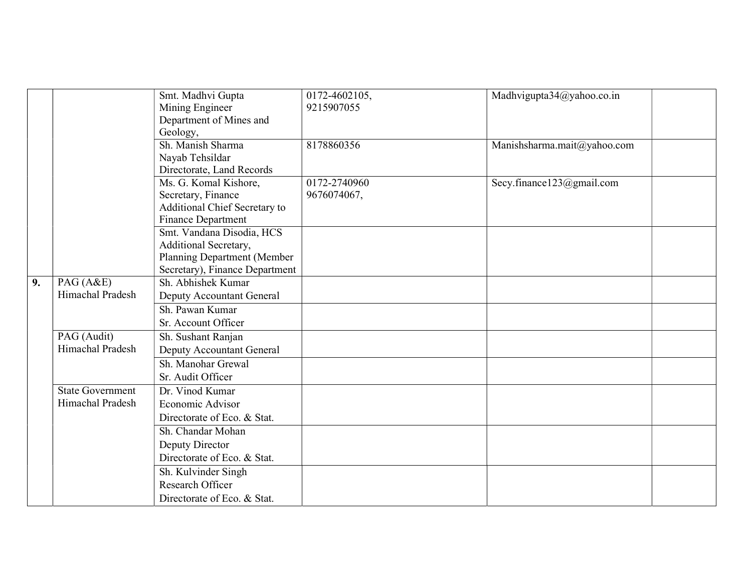| | | | | | |
|---|---|---|---|---|---|
| | | Smt. Madhvi Gupta<br>Mining Engineer<br>Department of Mines and Geology, | 0172-4602105,<br>9215907055 | Madhvigupta34@yahoo.co.in | |
| | | Sh. Manish Sharma<br>Nayab Tehsildar<br>Directorate, Land Records | 8178860356 | Manishsharma.mait@yahoo.com | |
| | | Ms. G. Komal Kishore,<br>Secretary, Finance<br>Additional Chief Secretary to Finance Department | 0172-2740960<br>9676074067, | Secy.finance123@gmail.com | |
| | | Smt. Vandana Disodia, HCS<br>Additional Secretary,<br>Planning Department (Member Secretary), Finance Department | | | |
| **9.** | PAG (A&E)<br>Himachal Pradesh | Sh. Abhishek Kumar<br>Deputy Accountant General | | | |
| | | Sh. Pawan Kumar<br>Sr. Account Officer | | | |
| | PAG (Audit)<br>Himachal Pradesh | Sh. Sushant Ranjan<br>Deputy Accountant General | | | |
| | | Sh. Manohar Grewal<br>Sr. Audit Officer | | | |
| | State Government<br>Himachal Pradesh | Dr. Vinod Kumar<br>Economic Advisor<br>Directorate of Eco. & Stat. | | | |
| | | Sh. Chandar Mohan<br>Deputy Director<br>Directorate of Eco. & Stat. | | | |
| | | Sh. Kulvinder Singh<br>Research Officer<br>Directorate of Eco. & Stat. | | | |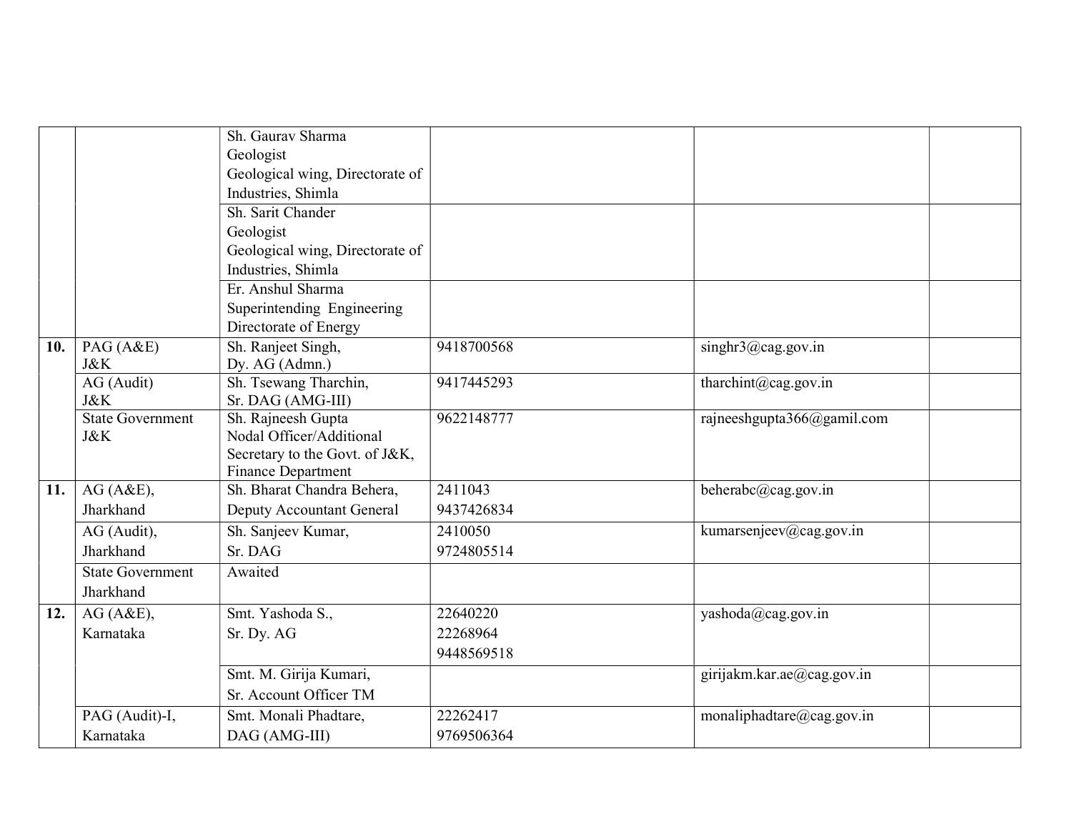| | | | | | |
|---|---|---|---|---|---|
| | | Sh. Gaurav Sharma<br>Geologist<br>Geological wing, Directorate of Industries, Shimla | | | |
| | | Sh. Sarit Chander<br>Geologist<br>Geological wing, Directorate of Industries, Shimla | | | |
| | | Er. Anshul Sharma<br>Superintending Engineering<br>Directorate of Energy | | | |
| **10.** | PAG (A&E)<br>J&K | Sh. Ranjeet Singh,<br>Dy. AG (Admn.) | 9418700568 | singhr3@cag.gov.in | |
| | AG (Audit)<br>J&K | Sh. Tsewang Tharchin,<br>Sr. DAG (AMG-III) | 9417445293 | tharchint@cag.gov.in | |
| | State Government<br>J&K | Sh. Rajneesh Gupta<br>Nodal Officer/Additional Secretary to the Govt. of J&K, Finance Department | 9622148777 | rajneeshgupta366@gamil.com | |
| **11.** | AG (A&E),<br>Jharkhand | Sh. Bharat Chandra Behera,<br>Deputy Accountant General | 2411043<br>9437426834 | beherabc@cag.gov.in | |
| | AG (Audit),<br>Jharkhand | Sh. Sanjeev Kumar,<br>Sr. DAG | 2410050<br>9724805514 | kumarsenjeev@cag.gov.in | |
| | State Government<br>Jharkhand | Awaited | | | |
| **12.** | AG (A&E),<br>Karnataka | Smt. Yashoda S.,<br>Sr. Dy. AG | 22640220<br>22268964<br>9448569518 | yashoda@cag.gov.in | |
| | | Smt. M. Girija Kumari,<br>Sr. Account Officer TM | | girijakm.kar.ae@cag.gov.in | |
| | PAG (Audit)-I,<br>Karnataka | Smt. Monali Phadtare,<br>DAG (AMG-III) | 22262417<br>9769506364 | monaliphadtare@cag.gov.in | |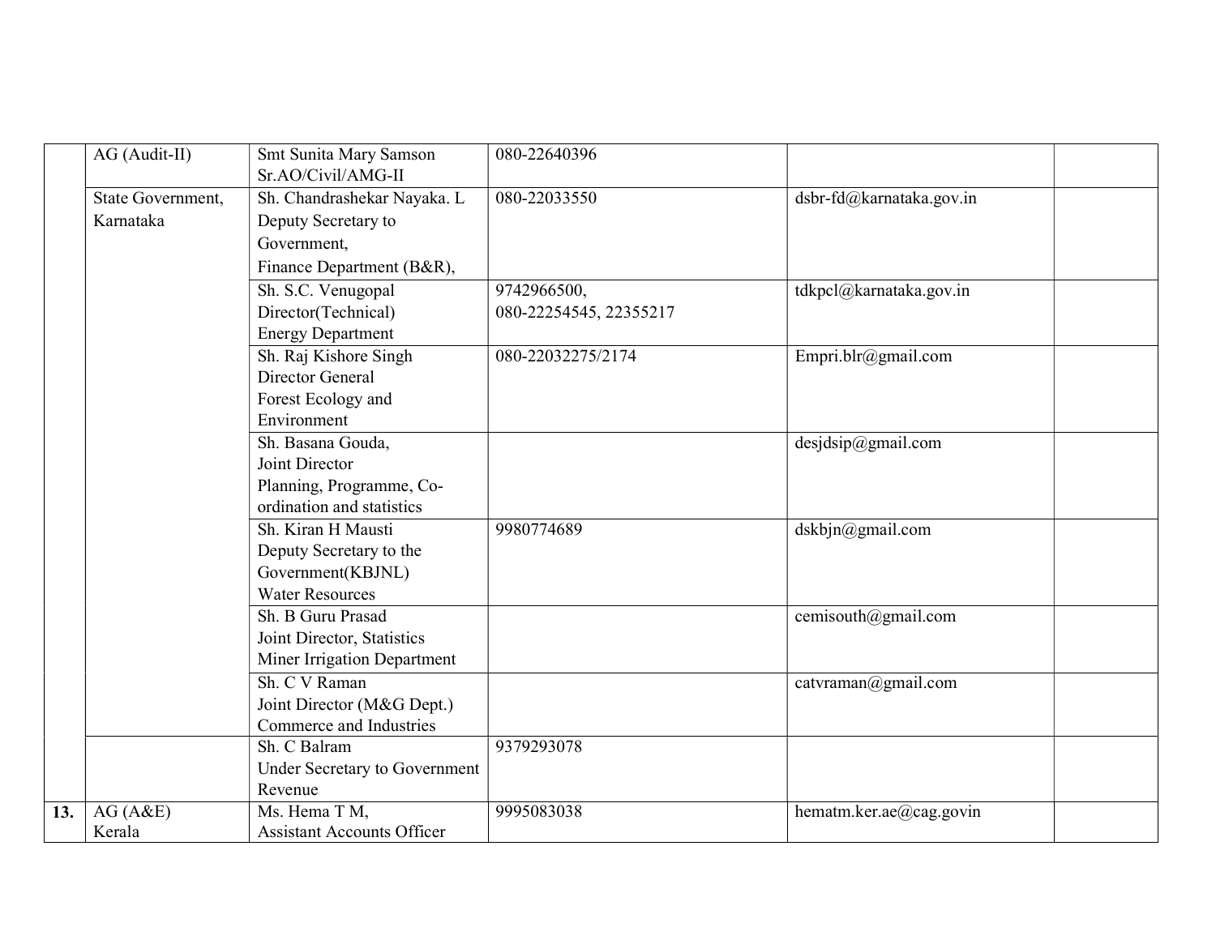| | | | | | |
|---|---|---|---|---|---|
| | AG (Audit-II) | Smt Sunita Mary Samson<br>Sr.AO/Civil/AMG-II | 080-22640396 | | |
| | State Government, Karnataka | Sh. Chandrashekar Nayaka. L<br>Deputy Secretary to Government,<br>Finance Department (B&R), | 080-22033550 | dsbr-fd@karnataka.gov.in | |
| | | Sh. S.C. Venugopal<br>Director(Technical)<br>Energy Department | 9742966500,<br>080-22254545, 22355217 | tdkpcl@karnataka.gov.in | |
| | | Sh. Raj Kishore Singh<br>Director General<br>Forest Ecology and Environment | 080-22032275/2174 | Empri.blr@gmail.com | |
| | | Sh. Basana Gouda,<br>Joint Director<br>Planning, Programme, Co-ordination and statistics | | desjdsip@gmail.com | |
| | | Sh. Kiran H Mausti<br>Deputy Secretary to the Government(KBJNL)<br>Water Resources | 9980774689 | dskbjn@gmail.com | |
| | | Sh. B Guru Prasad<br>Joint Director, Statistics<br>Miner Irrigation Department | | cemisouth@gmail.com | |
| | | Sh. C V Raman<br>Joint Director (M&G Dept.)<br>Commerce and Industries | | catvraman@gmail.com | |
| | | Sh. C Balram<br>Under Secretary to Government<br>Revenue | 9379293078 | | |
| **13.** | AG (A&E)<br>Kerala | Ms. Hema T M,<br>Assistant Accounts Officer | 9995083038 | hematm.ker.ae@cag.govin | |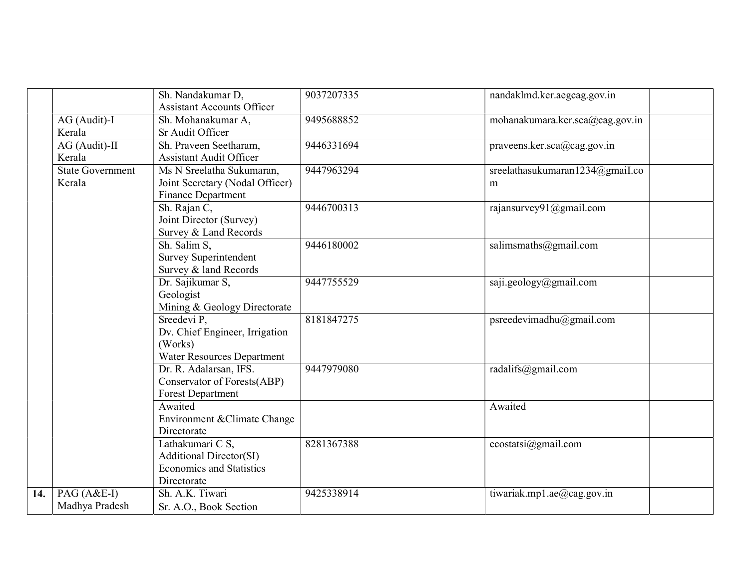| | | | | | |
|---|---|---|---|---|---|
| | | Sh. Nandakumar D,<br>Assistant Accounts Officer | 9037207335 | nandaklmd.ker.aegcag.gov.in | |
| | AG (Audit)-I<br>Kerala | Sh. Mohanakumar A,<br>Sr Audit Officer | 9495688852 | mohanakumara.ker.sca@cag.gov.in | |
| | AG (Audit)-II<br>Kerala | Sh. Praveen Seetharam,<br>Assistant Audit Officer | 9446331694 | praveens.ker.sca@cag.gov.in | |
| | State Government<br>Kerala | Ms N Sreelatha Sukumaran,<br>Joint Secretary (Nodal Officer)<br>Finance Department | 9447963294 | sreelathasukumaran1234@gmaiI.com | |
| | | Sh. Rajan C,<br>Joint Director (Survey)<br>Survey & Land Records | 9446700313 | rajansurvey91@gmail.com | |
| | | Sh. Salim S,<br>Survey Superintendent<br>Survey & land Records | 9446180002 | salimsmaths@gmail.com | |
| | | Dr. Sajikumar S,<br>Geologist<br>Mining & Geology Directorate | 9447755529 | saji.geology@gmail.com | |
| | | Sreedevi P,<br>Dv. Chief Engineer, Irrigation (Works)<br>Water Resources Department | 8181847275 | psreedevimadhu@gmail.com | |
| | | Dr. R. Adalarsan, IFS.<br>Conservator of Forests(ABP)<br>Forest Department | 9447979080 | radalifs@gmail.com | |
| | | Awaited<br>Environment &Climate Change Directorate | | Awaited | |
| | | Lathakumari C S,<br>Additional Director(SI)<br>Economics and Statistics Directorate | 8281367388 | ecostatsi@gmail.com | |
| **14.** | PAG (A&E-I)<br>Madhya Pradesh | Sh. A.K. Tiwari<br>Sr. A.O., Book Section | 9425338914 | tiwariak.mp1.ae@cag.gov.in | |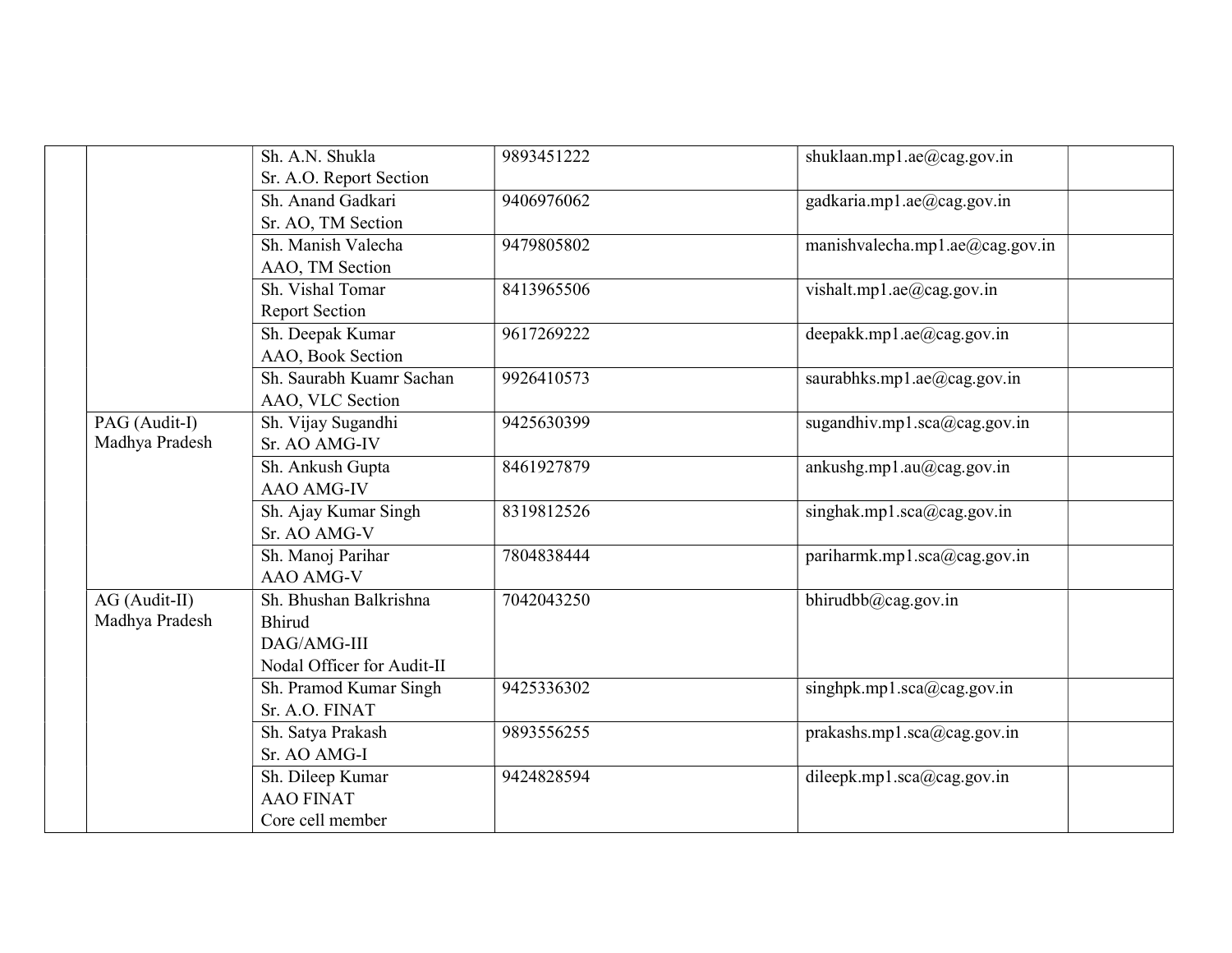| | | | | | |
|---|---|---|---|---|---|
| | | Sh. A.N. Shukla<br>Sr. A.O. Report Section | 9893451222 | shuklaan.mp1.ae@cag.gov.in | |
| | | Sh. Anand Gadkari<br>Sr. AO, TM Section | 9406976062 | gadkaria.mp1.ae@cag.gov.in | |
| | | Sh. Manish Valecha<br>AAO, TM Section | 9479805802 | manishvalecha.mp1.ae@cag.gov.in | |
| | | Sh. Vishal Tomar<br>Report Section | 8413965506 | vishalt.mp1.ae@cag.gov.in | |
| | | Sh. Deepak Kumar<br>AAO, Book Section | 9617269222 | deepakk.mp1.ae@cag.gov.in | |
| | | Sh. Saurabh Kuamr Sachan<br>AAO, VLC Section | 9926410573 | saurabhks.mp1.ae@cag.gov.in | |
| | PAG (Audit-I)<br>Madhya Pradesh | Sh. Vijay Sugandhi<br>Sr. AO AMG-IV | 9425630399 | sugandhiv.mp1.sca@cag.gov.in | |
| | | Sh. Ankush Gupta<br>AAO AMG-IV | 8461927879 | ankushg.mp1.au@cag.gov.in | |
| | | Sh. Ajay Kumar Singh<br>Sr. AO AMG-V | 8319812526 | singhak.mp1.sca@cag.gov.in | |
| | | Sh. Manoj Parihar<br>AAO AMG-V | 7804838444 | pariharmk.mp1.sca@cag.gov.in | |
| | AG (Audit-II)<br>Madhya Pradesh | Sh. Bhushan Balkrishna<br>Bhirud<br>DAG/AMG-III<br>Nodal Officer for Audit-II | 7042043250 | bhirudbb@cag.gov.in | |
| | | Sh. Pramod Kumar Singh<br>Sr. A.O. FINAT | 9425336302 | singhpk.mp1.sca@cag.gov.in | |
| | | Sh. Satya Prakash<br>Sr. AO AMG-I | 9893556255 | prakashs.mp1.sca@cag.gov.in | |
| | | Sh. Dileep Kumar<br>AAO FINAT<br>Core cell member | 9424828594 | dileepk.mp1.sca@cag.gov.in | |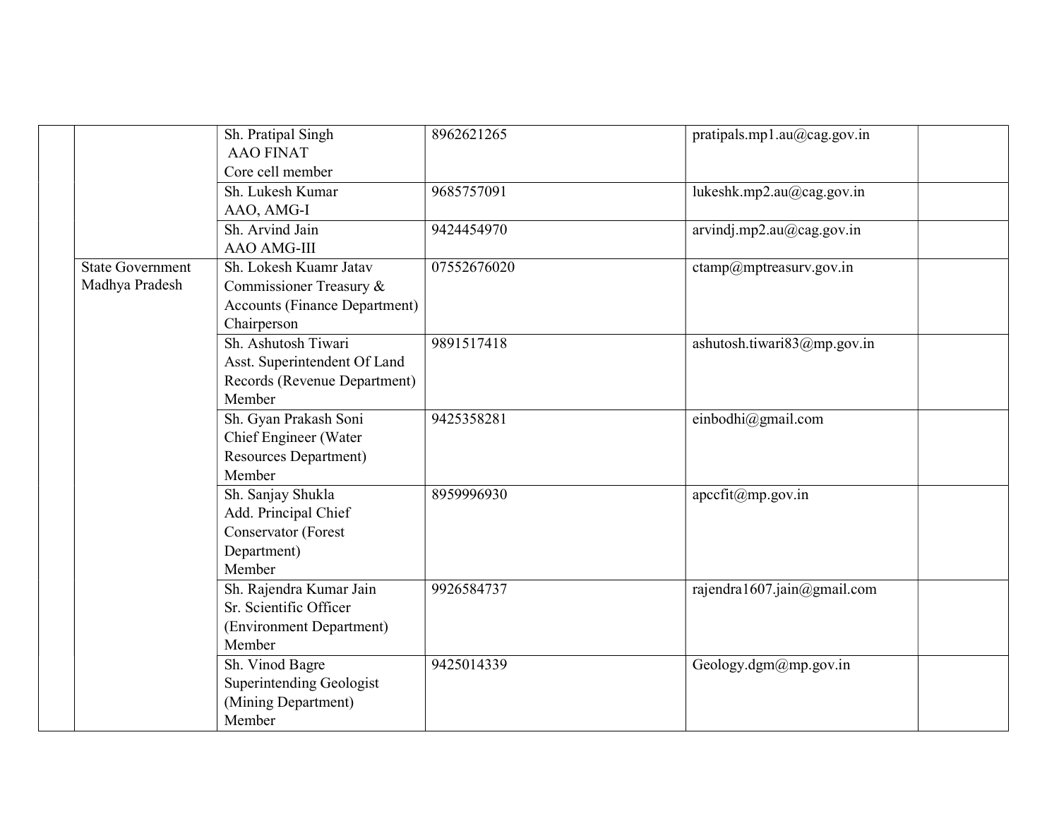| | | | | | |
|---|---|---|---|---|---|
| | | Sh. Pratipal Singh<br>AAO FINAT<br>Core cell member | 8962621265 | pratipals.mp1.au@cag.gov.in | |
| | | Sh. Lukesh Kumar<br>AAO, AMG-I | 9685757091 | lukeshk.mp2.au@cag.gov.in | |
| | | Sh. Arvind Jain<br>AAO AMG-III | 9424454970 | arvindj.mp2.au@cag.gov.in | |
| | State Government Madhya Pradesh | Sh. Lokesh Kuamr Jatav<br>Commissioner Treasury & Accounts (Finance Department)<br>Chairperson | 07552676020 | ctamp@mptreasurv.gov.in | |
| | | Sh. Ashutosh Tiwari<br>Asst. Superintendent Of Land Records (Revenue Department)<br>Member | 9891517418 | ashutosh.tiwari83@mp.gov.in | |
| | | Sh. Gyan Prakash Soni<br>Chief Engineer (Water Resources Department)<br>Member | 9425358281 | einbodhi@gmail.com | |
| | | Sh. Sanjay Shukla<br>Add. Principal Chief Conservator (Forest Department)<br>Member | 8959996930 | apccfit@mp.gov.in | |
| | | Sh. Rajendra Kumar Jain<br>Sr. Scientific Officer (Environment Department)<br>Member | 9926584737 | rajendra1607.jain@gmail.com | |
| | | Sh. Vinod Bagre<br>Superintending Geologist (Mining Department)<br>Member | 9425014339 | Geology.dgm@mp.gov.in | |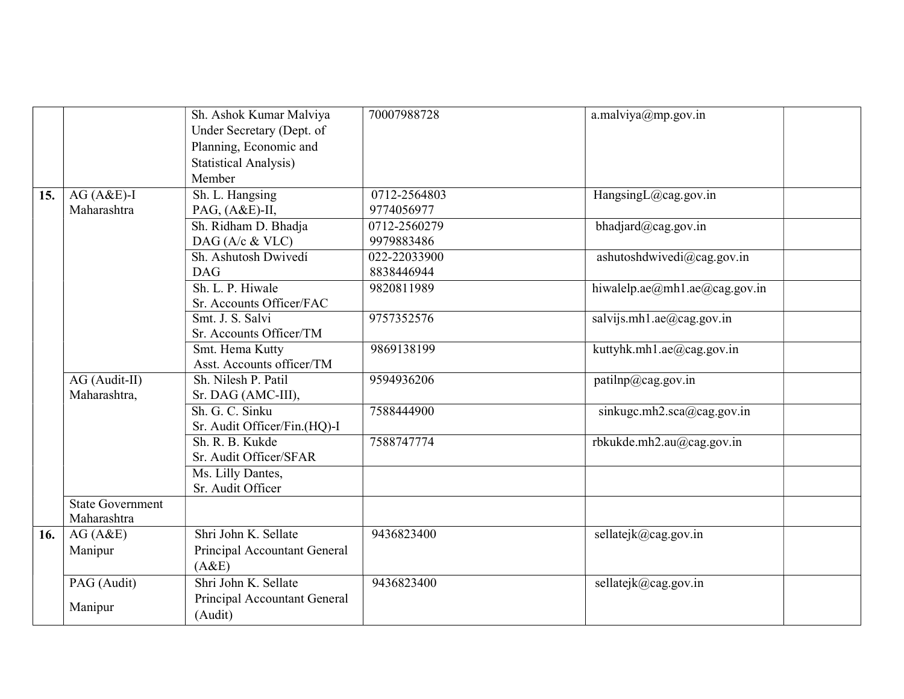| | | | | | |
|---|---|---|---|---|---|
| | | Sh. Ashok Kumar Malviya Under Secretary (Dept. of Planning, Economic and Statistical Analysis) Member | 70007988728 | a.malviya@mp.gov.in | |
| **15.** | AG (A&E)-I Maharashtra | Sh. L. Hangsing PAG, (A&E)-II, | 0712-2564803 9774056977 | HangsingL@cag.gov.in | |
| | | Sh. Ridham D. Bhadja DAG (A/c & VLC) | 0712-2560279 9979883486 | bhadjard@cag.gov.in | |
| | | Sh. Ashutosh Dwivedí DAG | 022-22033900 8838446944 | ashutoshdwivedi@cag.gov.in | |
| | | Sh. L. P. Hiwale Sr. Accounts Officer/FAC | 9820811989 | hiwalelp.ae@mh1.ae@cag.gov.in | |
| | | Smt. J. S. Salvi Sr. Accounts Officer/TM | 9757352576 | salvijs.mh1.ae@cag.gov.in | |
| | | Smt. Hema Kutty Asst. Accounts officer/TM | 9869138199 | kuttyhk.mh1.ae@cag.gov.in | |
| | AG (Audit-II) Maharashtra, | Sh. Nilesh P. Patil Sr. DAG (AMC-III), | 9594936206 | patilnp@cag.gov.in | |
| | | Sh. G. C. Sinku Sr. Audit Officer/Fin.(HQ)-I | 7588444900 | sinkugc.mh2.sca@cag.gov.in | |
| | | Sh. R. B. Kukde Sr. Audit Officer/SFAR | 7588747774 | rbkukde.mh2.au@cag.gov.in | |
| | | Ms. Lilly Dantes, Sr. Audit Officer | | | |
| | State Government Maharashtra | | | | |
| **16.** | AG (A&E) Manipur | Shri John K. Sellate Principal Accountant General (A&E) | 9436823400 | sellatejk@cag.gov.in | |
| | PAG (Audit) Manipur | Shri John K. Sellate Principal Accountant General (Audit) | 9436823400 | sellatejk@cag.gov.in | |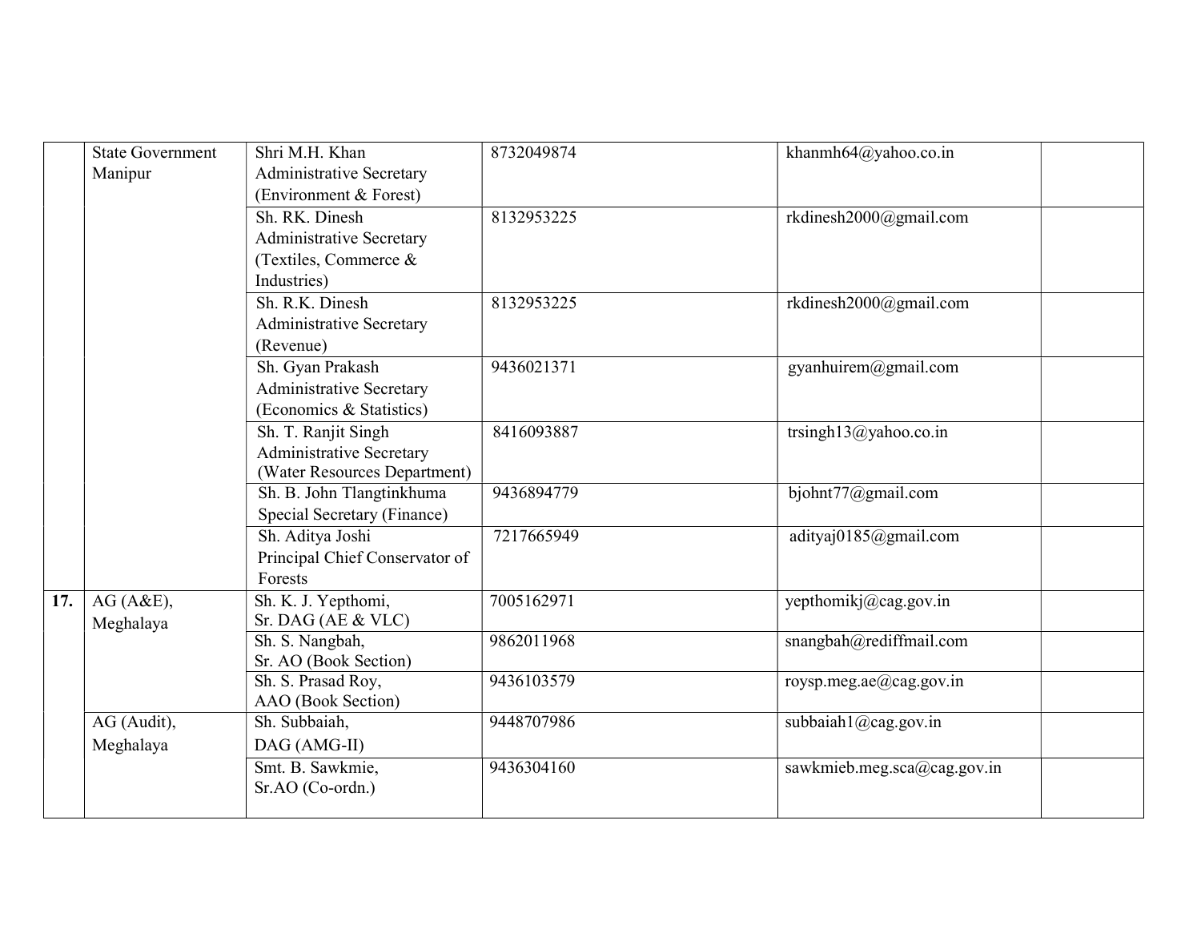| | | | | | |
|---|---|---|---|---|---|
| | State Government Manipur | Shri M.H. Khan Administrative Secretary (Environment & Forest) | 8732049874 | khanmh64@yahoo.co.in | |
| | | Sh. RK. Dinesh Administrative Secretary (Textiles, Commerce & Industries) | 8132953225 | rkdinesh2000@gmail.com | |
| | | Sh. R.K. Dinesh Administrative Secretary (Revenue) | 8132953225 | rkdinesh2000@gmail.com | |
| | | Sh. Gyan Prakash Administrative Secretary (Economics & Statistics) | 9436021371 | gyanhuirem@gmail.com | |
| | | Sh. T. Ranjit Singh Administrative Secretary (Water Resources Department) | 8416093887 | trsingh13@yahoo.co.in | |
| | | Sh. B. John Tlangtinkhuma Special Secretary (Finance) | 9436894779 | bjohnt77@gmail.com | |
| | | Sh. Aditya Joshi Principal Chief Conservator of Forests | 7217665949 | adityaj0185@gmail.com | |
| **17.** | AG (A&E), Meghalaya | Sh. K. J. Yepthomi, Sr. DAG (AE & VLC) | 7005162971 | yepthomikj@cag.gov.in | |
| | | Sh. S. Nangbah, Sr. AO (Book Section) | 9862011968 | snangbah@rediffmail.com | |
| | | Sh. S. Prasad Roy, AAO (Book Section) | 9436103579 | roysp.meg.ae@cag.gov.in | |
| | AG (Audit), Meghalaya | Sh. Subbaiah, DAG (AMG-II) | 9448707986 | subbaiah1@cag.gov.in | |
| | | Smt. B. Sawkmie, Sr.AO (Co-ordn.) | 9436304160 | sawkmieb.meg.sca@cag.gov.in | |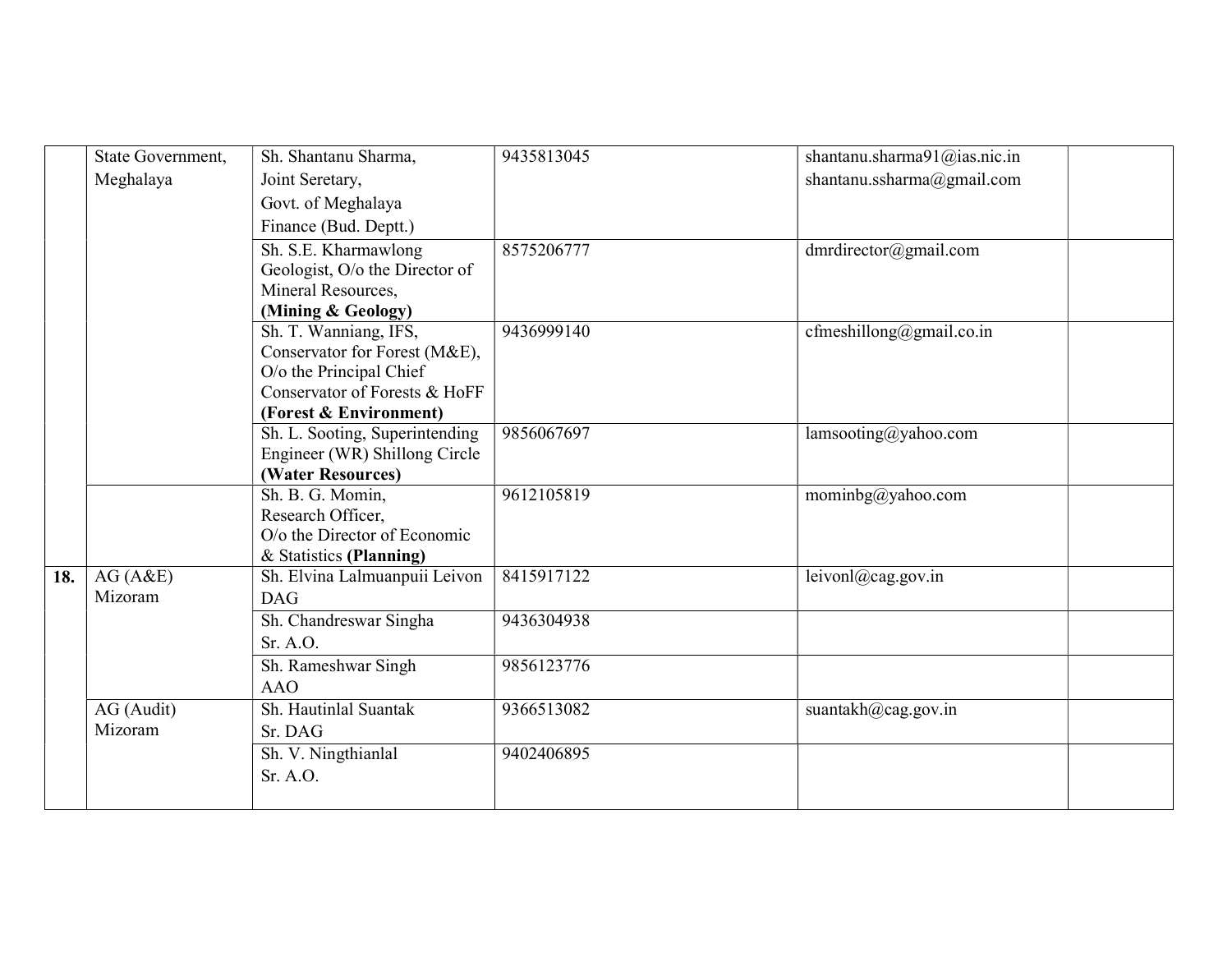| | | | | | |
|---|---|---|---|---|---|
| | State Government, Meghalaya | Sh. Shantanu Sharma, Joint Seretary, Govt. of Meghalaya Finance (Bud. Deptt.) | 9435813045 | shantanu.sharma91@ias.nic.in shantanu.ssharma@gmail.com | |
| | | Sh. S.E. Kharmawlong Geologist, O/o the Director of Mineral Resources, **(Mining & Geology)** | 8575206777 | dmrdirector@gmail.com | |
| | | Sh. T. Wanniang, IFS, Conservator for Forest (M&E), O/o the Principal Chief Conservator of Forests & HoFF **(Forest & Environment)** | 9436999140 | cfmeshillong@gmail.co.in | |
| | | Sh. L. Sooting, Superintending Engineer (WR) Shillong Circle **(Water Resources)** | 9856067697 | lamsooting@yahoo.com | |
| | | Sh. B. G. Momin, Research Officer, O/o the Director of Economic & Statistics **(Planning)** | 9612105819 | mominbg@yahoo.com | |
| **18.** | AG (A&E) Mizoram | Sh. Elvina Lalmuanpuii Leivon DAG | 8415917122 | leivonl@cag.gov.in | |
| | | Sh. Chandreswar Singha Sr. A.O. | 9436304938 | | |
| | | Sh. Rameshwar Singh AAO | 9856123776 | | |
| | AG (Audit) Mizoram | Sh. Hautinlal Suantak Sr. DAG | 9366513082 | suantakh@cag.gov.in | |
| | | Sh. V. Ningthianlal Sr. A.O. | 9402406895 | | |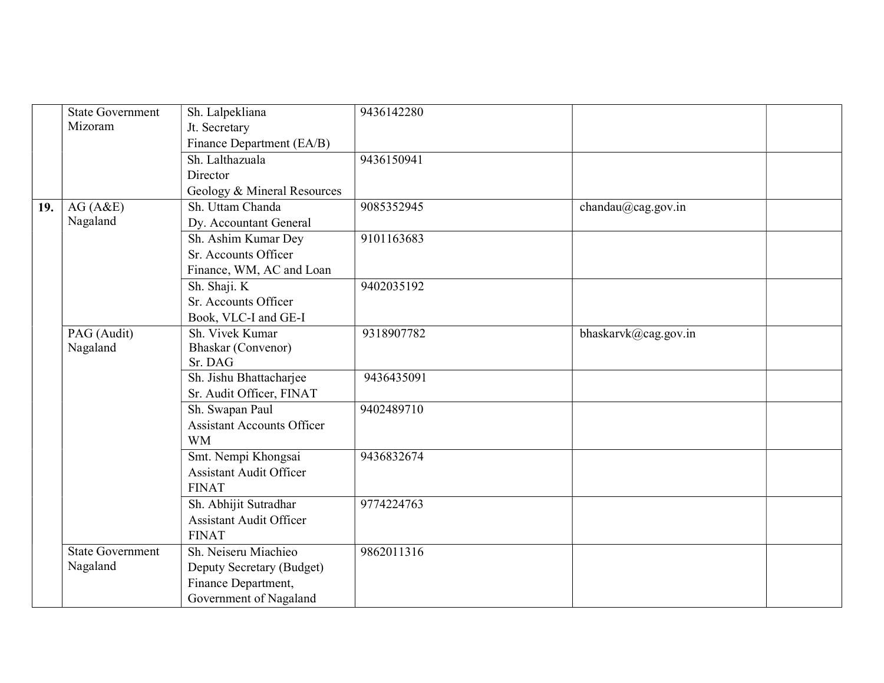| | | | | | |
|---|---|---|---|---|---|
| | State Government Mizoram | Sh. Lalpekliana Jt. Secretary Finance Department (EA/B) | 9436142280 | | |
| | | Sh. Lalthazuala Director Geology & Mineral Resources | 9436150941 | | |
| **19.** | AG (A&E) Nagaland | Sh. Uttam Chanda Dy. Accountant General | 9085352945 | chandau@cag.gov.in | |
| | | Sh. Ashim Kumar Dey Sr. Accounts Officer Finance, WM, AC and Loan | 9101163683 | | |
| | | Sh. Shaji. K Sr. Accounts Officer Book, VLC-I and GE-I | 9402035192 | | |
| | PAG (Audit) Nagaland | Sh. Vivek Kumar Bhaskar (Convenor) Sr. DAG | 9318907782 | bhaskarvk@cag.gov.in | |
| | | Sh. Jishu Bhattacharjee Sr. Audit Officer, FINAT | 9436435091 | | |
| | | Sh. Swapan Paul Assistant Accounts Officer WM | 9402489710 | | |
| | | Smt. Nempi Khongsai Assistant Audit Officer FINAT | 9436832674 | | |
| | | Sh. Abhijit Sutradhar Assistant Audit Officer FINAT | 9774224763 | | |
| | State Government Nagaland | Sh. Neiseru Miachieo Deputy Secretary (Budget) Finance Department, Government of Nagaland | 9862011316 | | |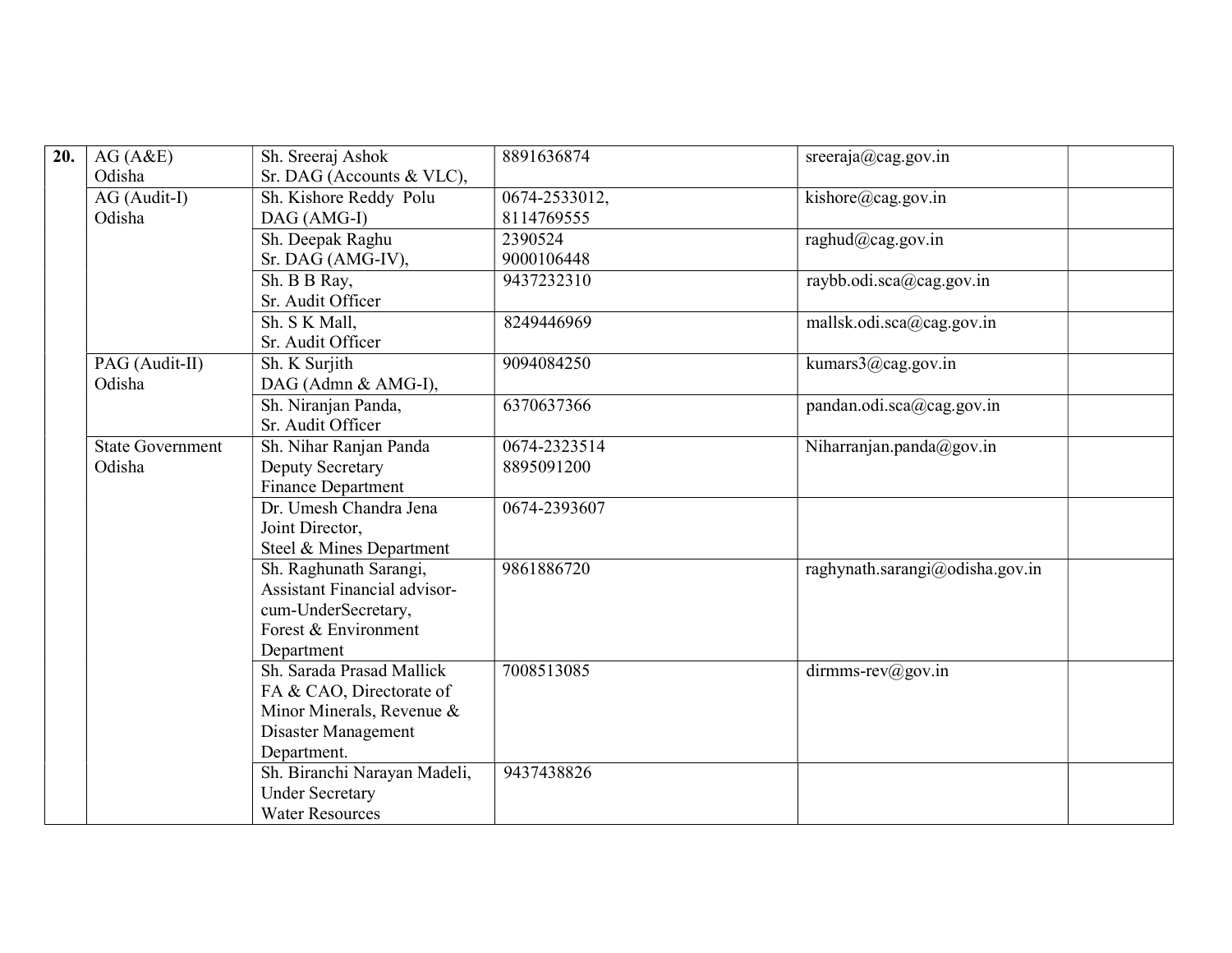| 20. | AG (A&E) Odisha | Sh. Sreeraj Ashok<br>Sr. DAG (Accounts & VLC), | 8891636874 | sreeraja@cag.gov.in | |
|---|---|---|---|---|---|
| | AG (Audit-I) Odisha | Sh. Kishore Reddy Polu<br>DAG (AMG-I) | 0674-2533012,<br>8114769555 | kishore@cag.gov.in | |
| | | Sh. Deepak Raghu<br>Sr. DAG (AMG-IV), | 2390524<br>9000106448 | raghud@cag.gov.in | |
| | | Sh. B B Ray,<br>Sr. Audit Officer | 9437232310 | raybb.odi.sca@cag.gov.in | |
| | | Sh. S K Mall,<br>Sr. Audit Officer | 8249446969 | mallsk.odi.sca@cag.gov.in | |
| | PAG (Audit-II) Odisha | Sh. K Surjith<br>DAG (Admn & AMG-I), | 9094084250 | kumars3@cag.gov.in | |
| | | Sh. Niranjan Panda,<br>Sr. Audit Officer | 6370637366 | pandan.odi.sca@cag.gov.in | |
| | State Government Odisha | Sh. Nihar Ranjan Panda<br>Deputy Secretary<br>Finance Department | 0674-2323514<br>8895091200 | Niharranjan.panda@gov.in | |
| | | Dr. Umesh Chandra Jena<br>Joint Director,<br>Steel & Mines Department | 0674-2393607 | | |
| | | Sh. Raghunath Sarangi,<br>Assistant Financial advisor-cum-UnderSecretary,<br>Forest & Environment Department | 9861886720 | raghynath.sarangi@odisha.gov.in | |
| | | Sh. Sarada Prasad Mallick<br>FA & CAO, Directorate of Minor Minerals, Revenue & Disaster Management Department. | 7008513085 | dirmms-rev@gov.in | |
| | | Sh. Biranchi Narayan Madeli,<br>Under Secretary<br>Water Resources | 9437438826 | | |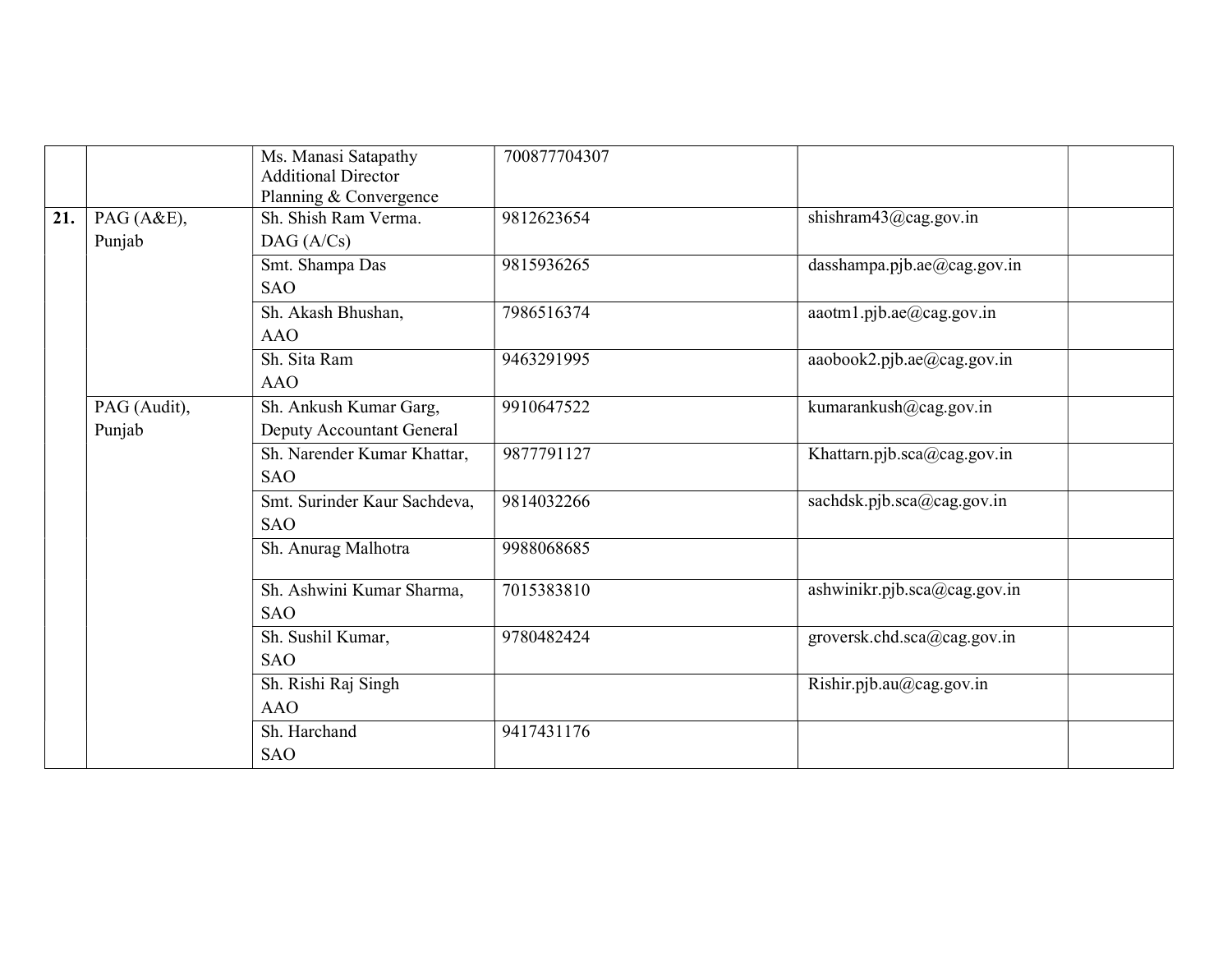| | | | | | |
|---|---|---|---|---|---|
| | | Ms. Manasi Satapathy<br>Additional Director<br>Planning & Convergence | 700877704307 | | |
| **21.** | PAG (A&E),<br>Punjab | Sh. Shish Ram Verma.<br>DAG (A/Cs) | 9812623654 | shishram43@cag.gov.in | |
| | | Smt. Shampa Das<br>SAO | 9815936265 | dasshampa.pjb.ae@cag.gov.in | |
| | | Sh. Akash Bhushan,<br>AAO | 7986516374 | aaotm1.pjb.ae@cag.gov.in | |
| | | Sh. Sita Ram<br>AAO | 9463291995 | aaobook2.pjb.ae@cag.gov.in | |
| | PAG (Audit),<br>Punjab | Sh. Ankush Kumar Garg,<br>Deputy Accountant General | 9910647522 | kumarankush@cag.gov.in | |
| | | Sh. Narender Kumar Khattar,<br>SAO | 9877791127 | Khattarn.pjb.sca@cag.gov.in | |
| | | Smt. Surinder Kaur Sachdeva,<br>SAO | 9814032266 | sachdsk.pjb.sca@cag.gov.in | |
| | | Sh. Anurag Malhotra | 9988068685 | | |
| | | Sh. Ashwini Kumar Sharma,<br>SAO | 7015383810 | ashwinikr.pjb.sca@cag.gov.in | |
| | | Sh. Sushil Kumar,<br>SAO | 9780482424 | groversk.chd.sca@cag.gov.in | |
| | | Sh. Rishi Raj Singh<br>AAO | | Rishir.pjb.au@cag.gov.in | |
| | | Sh. Harchand<br>SAO | 9417431176 | | |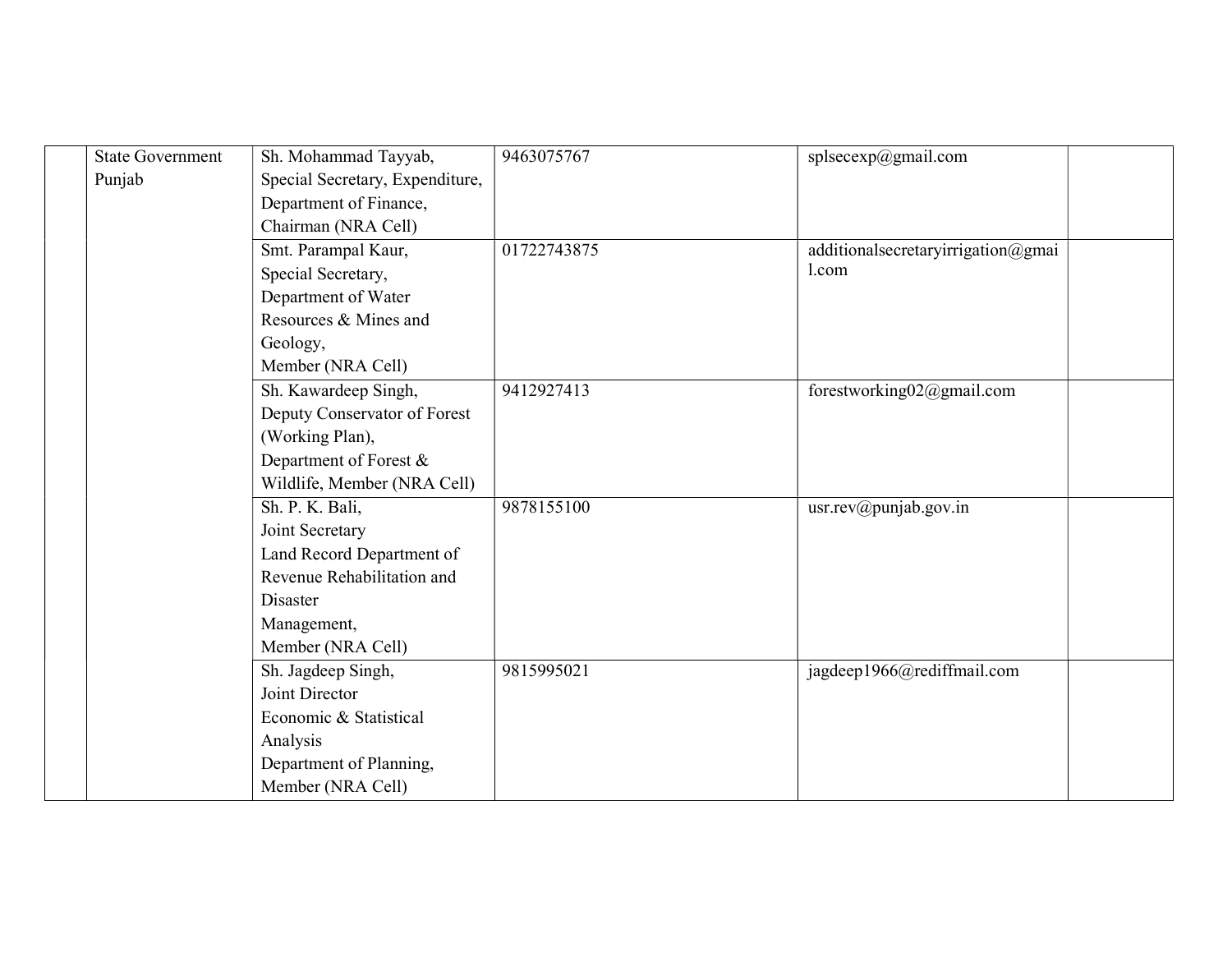| | | | | | |
|---|---|---|---|---|---|
| | State Government Punjab | Sh. Mohammad Tayyab, Special Secretary, Expenditure, Department of Finance, Chairman (NRA Cell) | 9463075767 | splsecexp@gmail.com | |
| | | Smt. Parampal Kaur, Special Secretary, Department of Water Resources & Mines and Geology, Member (NRA Cell) | 01722743875 | additionalsecretaryirrigation@gmail.com | |
| | | Sh. Kawardeep Singh, Deputy Conservator of Forest (Working Plan), Department of Forest & Wildlife, Member (NRA Cell) | 9412927413 | forestworking02@gmail.com | |
| | | Sh. P. K. Bali, Joint Secretary Land Record Department of Revenue Rehabilitation and Disaster Management, Member (NRA Cell) | 9878155100 | usr.rev@punjab.gov.in | |
| | | Sh. Jagdeep Singh, Joint Director Economic & Statistical Analysis Department of Planning, Member (NRA Cell) | 9815995021 | jagdeep1966@rediffmail.com | |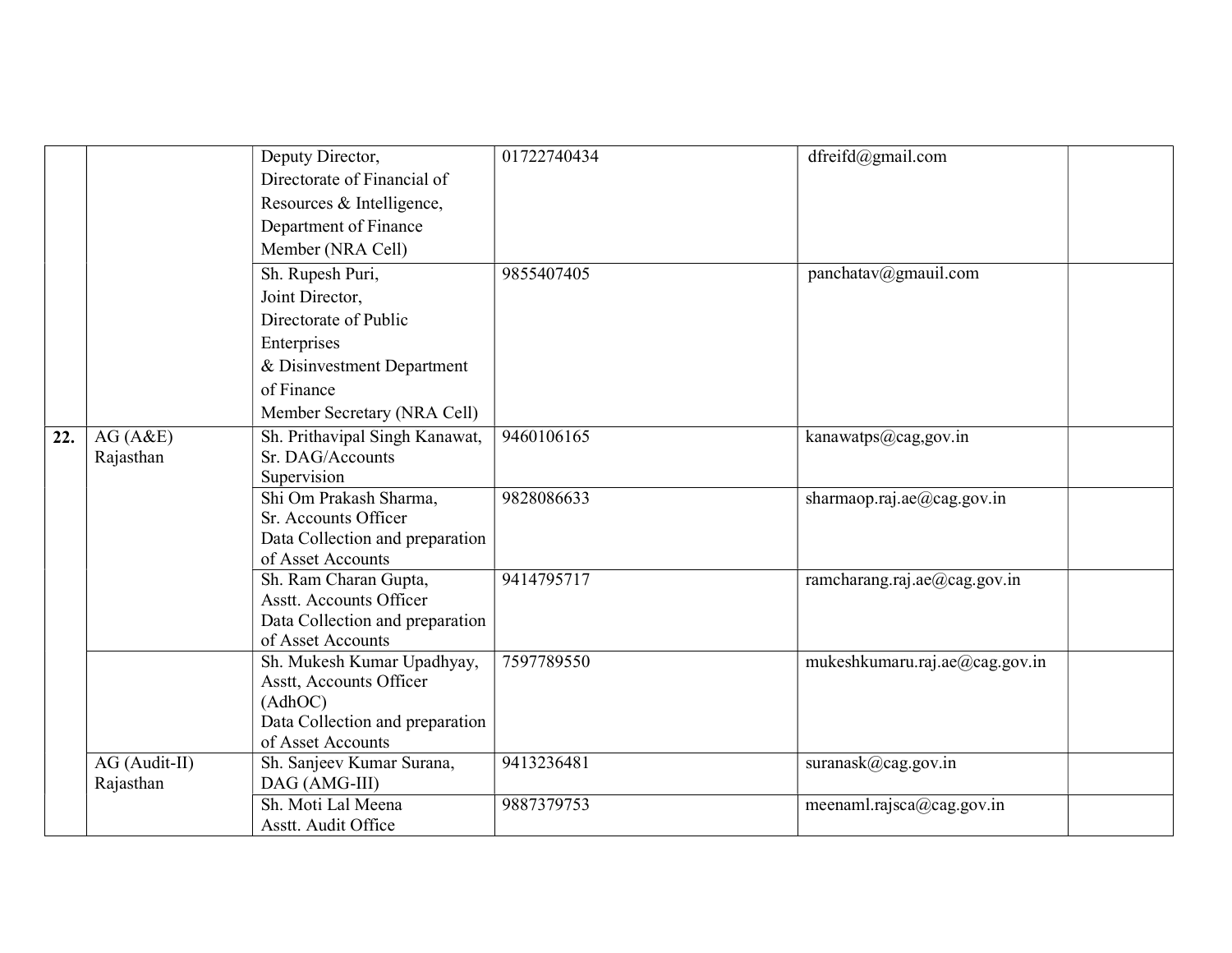| | | | | | |
|---|---|---|---|---|---|
| | | Deputy Director, Directorate of Financial of Resources & Intelligence, Department of Finance Member (NRA Cell) | 01722740434 | dfreifd@gmail.com | |
| | | Sh. Rupesh Puri, Joint Director, Directorate of Public Enterprises & Disinvestment Department of Finance Member Secretary (NRA Cell) | 9855407405 | panchatav@gmauil.com | |
| **22.** | AG (A&E) Rajasthan | Sh. Prithavipal Singh Kanawat, Sr. DAG/Accounts Supervision | 9460106165 | kanawatps@cag,gov.in | |
| | | Shi Om Prakash Sharma, Sr. Accounts Officer Data Collection and preparation of Asset Accounts | 9828086633 | sharmaop.raj.ae@cag.gov.in | |
| | | Sh. Ram Charan Gupta, Asstt. Accounts Officer Data Collection and preparation of Asset Accounts | 9414795717 | ramcharang.raj.ae@cag.gov.in | |
| | | Sh. Mukesh Kumar Upadhyay, Asstt, Accounts Officer (AdhOC) Data Collection and preparation of Asset Accounts | 7597789550 | mukeshkumaru.raj.ae@cag.gov.in | |
| | AG (Audit-II) Rajasthan | Sh. Sanjeev Kumar Surana, DAG (AMG-III) | 9413236481 | suranask@cag.gov.in | |
| | | Sh. Moti Lal Meena Asstt. Audit Office | 9887379753 | meenaml.rajsca@cag.gov.in | |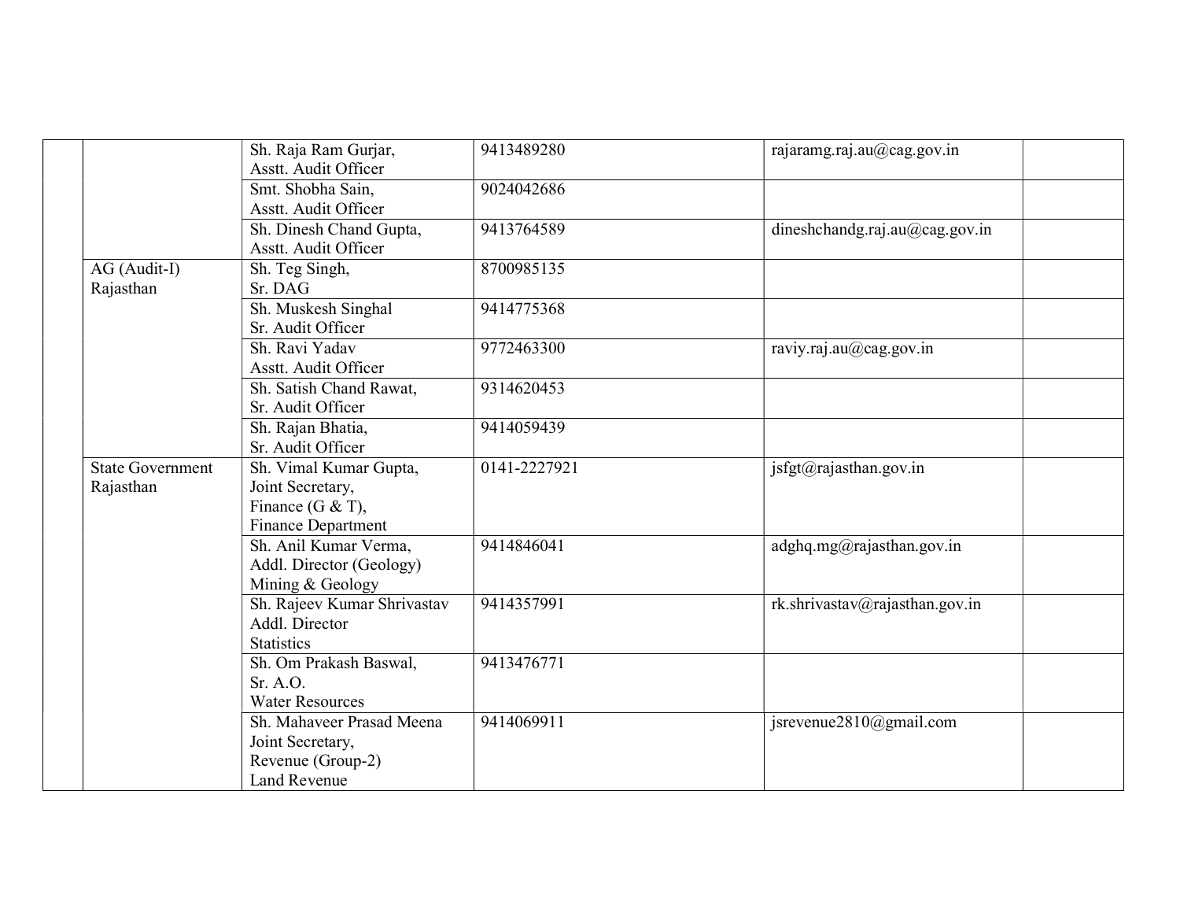| | | | | | |
|---|---|---|---|---|---|
| | | Sh. Raja Ram Gurjar, Asstt. Audit Officer | 9413489280 | rajaramg.raj.au@cag.gov.in | |
| | | Smt. Shobha Sain, Asstt. Audit Officer | 9024042686 | | |
| | | Sh. Dinesh Chand Gupta, Asstt. Audit Officer | 9413764589 | dineshchandg.raj.au@cag.gov.in | |
| | AG (Audit-I) Rajasthan | Sh. Teg Singh, Sr. DAG | 8700985135 | | |
| | | Sh. Muskesh Singhal Sr. Audit Officer | 9414775368 | | |
| | | Sh. Ravi Yadav Asstt. Audit Officer | 9772463300 | raviy.raj.au@cag.gov.in | |
| | | Sh. Satish Chand Rawat, Sr. Audit Officer | 9314620453 | | |
| | | Sh. Rajan Bhatia, Sr. Audit Officer | 9414059439 | | |
| | State Government Rajasthan | Sh. Vimal Kumar Gupta, Joint Secretary, Finance (G & T), Finance Department | 0141-2227921 | jsfgt@rajasthan.gov.in | |
| | | Sh. Anil Kumar Verma, Addl. Director (Geology) Mining & Geology | 9414846041 | adghq.mg@rajasthan.gov.in | |
| | | Sh. Rajeev Kumar Shrivastav Addl. Director Statistics | 9414357991 | rk.shrivastav@rajasthan.gov.in | |
| | | Sh. Om Prakash Baswal, Sr. A.O. Water Resources | 9413476771 | | |
| | | Sh. Mahaveer Prasad Meena Joint Secretary, Revenue (Group-2) Land Revenue | 9414069911 | jsrevenue2810@gmail.com | |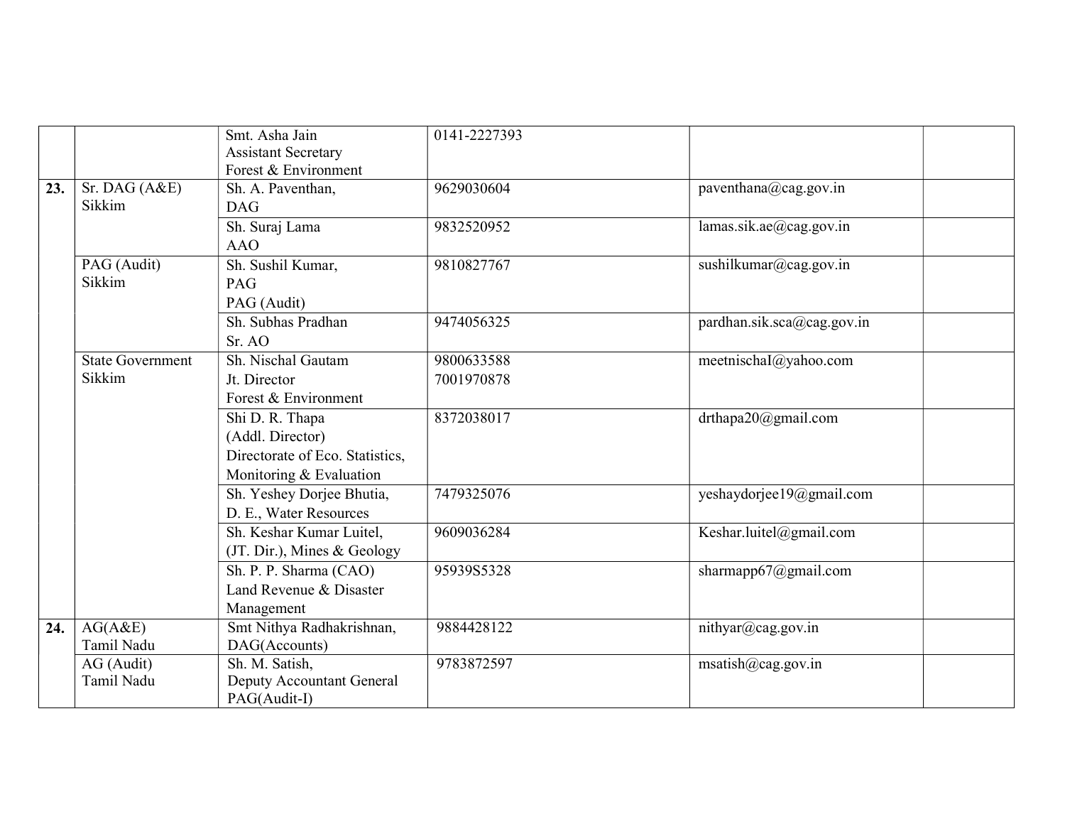| | | | | | |
|---|---|---|---|---|---|
| | | Smt. Asha Jain<br>Assistant Secretary<br>Forest & Environment | 0141-2227393 | | |
| **23.** | Sr. DAG (A&E)<br>Sikkim | Sh. A. Paventhan,<br>DAG | 9629030604 | paventhana@cag.gov.in | |
| | | Sh. Suraj Lama<br>AAO | 9832520952 | lamas.sik.ae@cag.gov.in | |
| | PAG (Audit)<br>Sikkim | Sh. Sushil Kumar,<br>PAG<br>PAG (Audit) | 9810827767 | sushilkumar@cag.gov.in | |
| | | Sh. Subhas Pradhan<br>Sr. AO | 9474056325 | pardhan.sik.sca@cag.gov.in | |
| | State Government<br>Sikkim | Sh. Nischal Gautam<br>Jt. Director<br>Forest & Environment | 9800633588<br>7001970878 | meetnischal@yahoo.com | |
| | | Shi D. R. Thapa<br>(Addl. Director)<br>Directorate of Eco. Statistics,<br>Monitoring & Evaluation | 8372038017 | drthapa20@gmail.com | |
| | | Sh. Yeshey Dorjee Bhutia,<br>D. E., Water Resources | 7479325076 | yeshaydorjee19@gmail.com | |
| | | Sh. Keshar Kumar Luitel,<br>(JT. Dir.), Mines & Geology | 9609036284 | Keshar.luitel@gmail.com | |
| | | Sh. P. P. Sharma (CAO)<br>Land Revenue & Disaster<br>Management | 95939S5328 | sharmapp67@gmail.com | |
| **24.** | AG(A&E)<br>Tamil Nadu | Smt Nithya Radhakrishnan,<br>DAG(Accounts) | 9884428122 | nithyar@cag.gov.in | |
| | AG (Audit)<br>Tamil Nadu | Sh. M. Satish,<br>Deputy Accountant General<br>PAG(Audit-I) | 9783872597 | msatish@cag.gov.in | |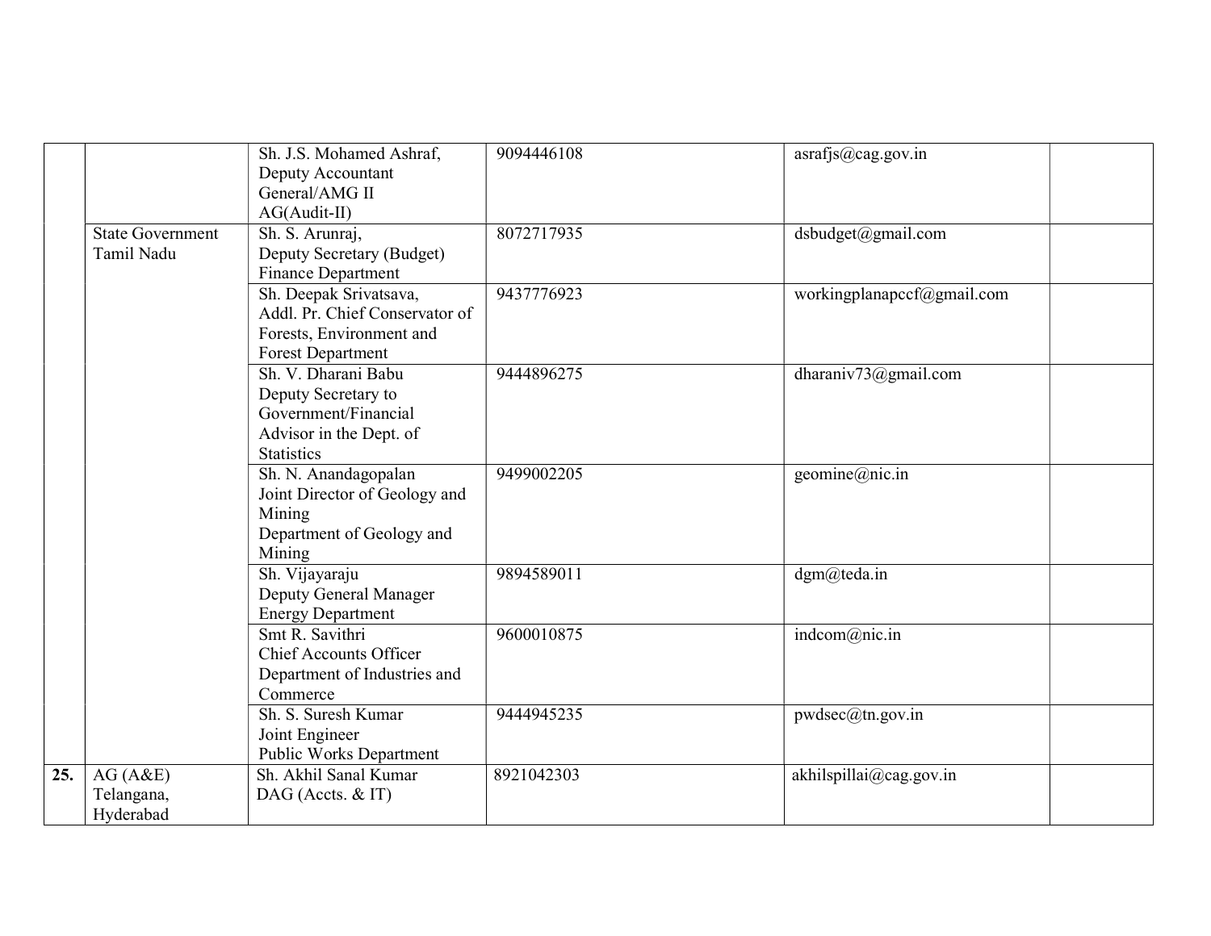| | | | | | |
|---|---|---|---|---|---|
| | | Sh. J.S. Mohamed Ashraf, Deputy Accountant General/AMG II AG(Audit-II) | 9094446108 | asrafjs@cag.gov.in | |
| | State Government Tamil Nadu | Sh. S. Arunraj, Deputy Secretary (Budget) Finance Department | 8072717935 | dsbudget@gmail.com | |
| | | Sh. Deepak Srivatsava, Addl. Pr. Chief Conservator of Forests, Environment and Forest Department | 9437776923 | workingplanapccf@gmail.com | |
| | | Sh. V. Dharani Babu Deputy Secretary to Government/Financial Advisor in the Dept. of Statistics | 9444896275 | dharaniv73@gmail.com | |
| | | Sh. N. Anandagopalan Joint Director of Geology and Mining Department of Geology and Mining | 9499002205 | geomine@nic.in | |
| | | Sh. Vijayaraju Deputy General Manager Energy Department | 9894589011 | dgm@teda.in | |
| | | Smt R. Savithri Chief Accounts Officer Department of Industries and Commerce | 9600010875 | indcom@nic.in | |
| | | Sh. S. Suresh Kumar Joint Engineer Public Works Department | 9444945235 | pwdsec@tn.gov.in | |
| **25.** | AG (A&E) Telangana, Hyderabad | Sh. Akhil Sanal Kumar DAG (Accts. & IT) | 8921042303 | akhilspillai@cag.gov.in | |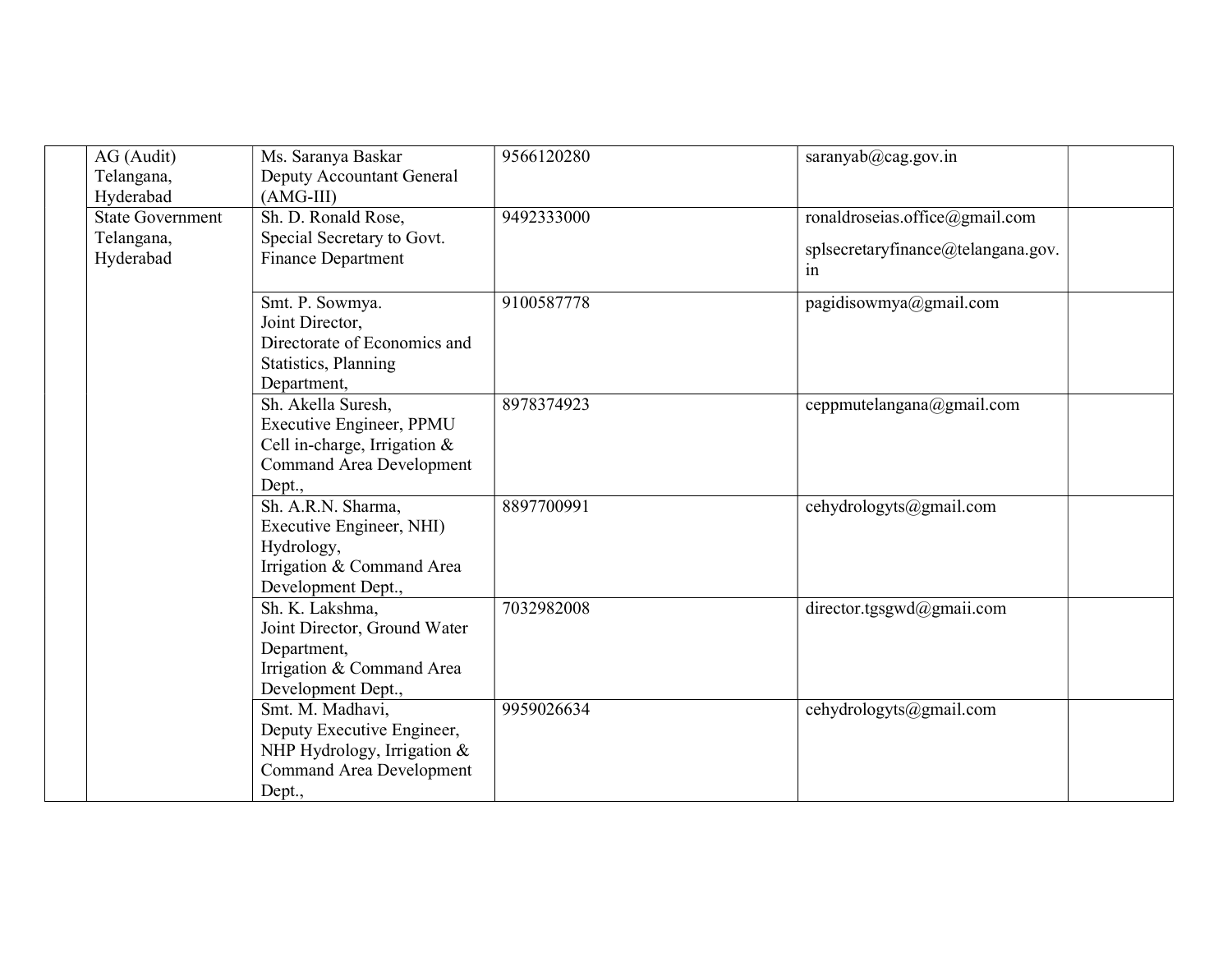| | | | | | |
|---|---|---|---|---|---|
| | AG (Audit) Telangana, Hyderabad | Ms. Saranya Baskar Deputy Accountant General (AMG-III) | 9566120280 | saranyab@cag.gov.in | |
| | State Government Telangana, Hyderabad | Sh. D. Ronald Rose, Special Secretary to Govt. Finance Department | 9492333000 | ronaldroseias.office@gmail.com splsecretaryfinance@telangana.gov.in | |
| | | Smt. P. Sowmya. Joint Director, Directorate of Economics and Statistics, Planning Department, | 9100587778 | pagidisowmya@gmail.com | |
| | | Sh. Akella Suresh, Executive Engineer, PPMU Cell in-charge, Irrigation & Command Area Development Dept., | 8978374923 | ceppmutelangana@gmail.com | |
| | | Sh. A.R.N. Sharma, Executive Engineer, NHI) Hydrology, Irrigation & Command Area Development Dept., | 8897700991 | cehydrologyts@gmail.com | |
| | | Sh. K. Lakshma, Joint Director, Ground Water Department, Irrigation & Command Area Development Dept., | 7032982008 | director.tgsgwd@gmaii.com | |
| | | Smt. M. Madhavi, Deputy Executive Engineer, NHP Hydrology, Irrigation & Command Area Development Dept., | 9959026634 | cehydrologyts@gmail.com | |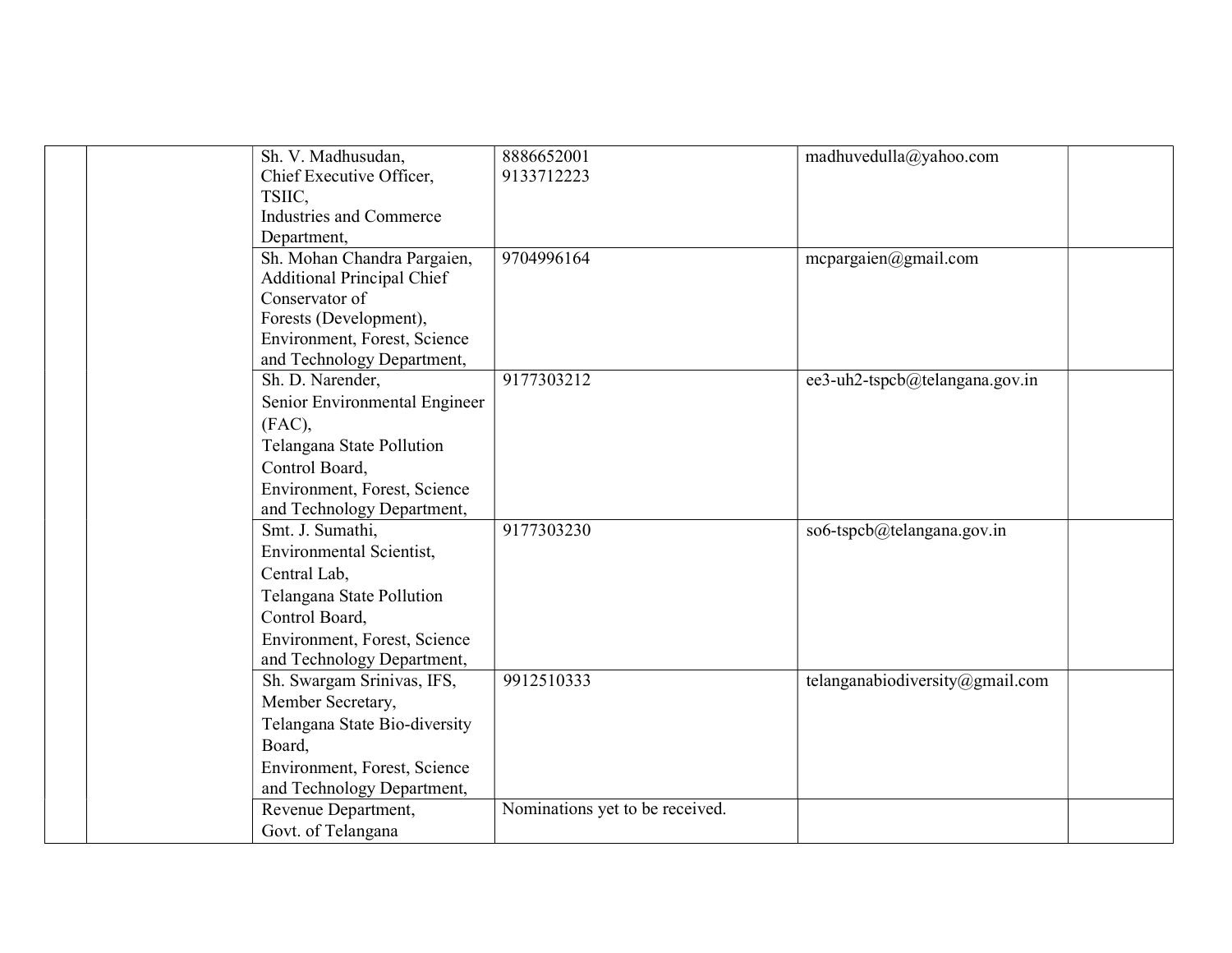| | | | | | |
|---|---|---|---|---|---|
| | | Sh. V. Madhusudan, Chief Executive Officer, TSIIC, Industries and Commerce Department, | 8886652001 9133712223 | madhuvedulla@yahoo.com | |
| | | Sh. Mohan Chandra Pargaien, Additional Principal Chief Conservator of Forests (Development), Environment, Forest, Science and Technology Department, | 9704996164 | mcpargaien@gmail.com | |
| | | Sh. D. Narender, Senior Environmental Engineer (FAC), Telangana State Pollution Control Board, Environment, Forest, Science and Technology Department, | 9177303212 | ee3-uh2-tspcb@telangana.gov.in | |
| | | Smt. J. Sumathi, Environmental Scientist, Central Lab, Telangana State Pollution Control Board, Environment, Forest, Science and Technology Department, | 9177303230 | so6-tspcb@telangana.gov.in | |
| | | Sh. Swargam Srinivas, IFS, Member Secretary, Telangana State Bio-diversity Board, Environment, Forest, Science and Technology Department, | 9912510333 | telanganabiodiversity@gmail.com | |
| | | Revenue Department, Govt. of Telangana | Nominations yet to be received. | | |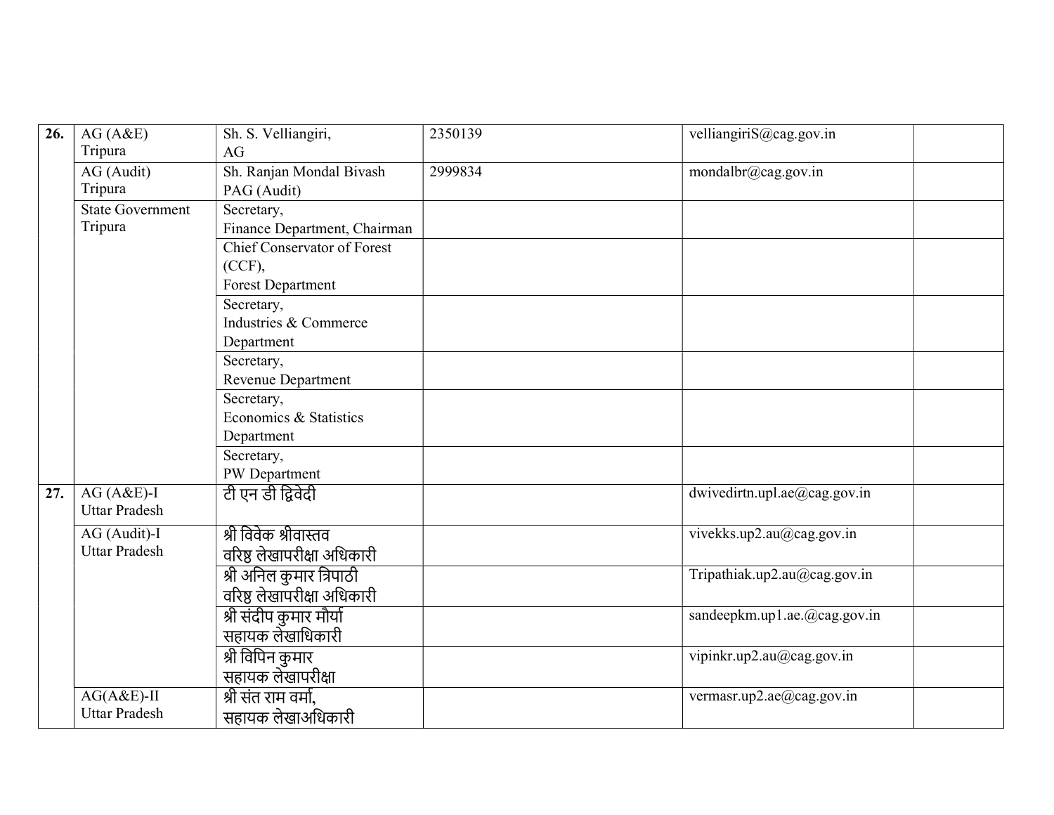| 26. | AG (A&E) Tripura | Sh. S. Velliangiri, AG | 2350139 | velliangiriS@cag.gov.in | |
|---|---|---|---|---|---|
| | AG (Audit) Tripura | Sh. Ranjan Mondal Bivash PAG (Audit) | 2999834 | mondalbr@cag.gov.in | |
| | State Government Tripura | Secretary, Finance Department, Chairman | | | |
| | | Chief Conservator of Forest (CCF), Forest Department | | | |
| | | Secretary, Industries & Commerce Department | | | |
| | | Secretary, Revenue Department | | | |
| | | Secretary, Economics & Statistics Department | | | |
| | | Secretary, PW Department | | | |
| 27. | AG (A&E)-I Uttar Pradesh | टी एन डी द्विवेदी | | dwivedirtn.upl.ae@cag.gov.in | |
| | AG (Audit)-I Uttar Pradesh | श्री विवेक श्रीवास्तव वरिष्ठ लेखापरीक्षा अधिकारी | | vivekks.up2.au@cag.gov.in | |
| | | श्री अनिल कुमार त्रिपाठी वरिष्ठ लेखापरीक्षा अधिकारी | | Tripathiak.up2.au@cag.gov.in | |
| | | श्री संदीप कुमार मौर्या सहायक लेखाधिकारी | | sandeepkm.up1.ae.@cag.gov.in | |
| | | श्री विपिन कुमार सहायक लेखापरीक्षा | | vipinkr.up2.au@cag.gov.in | |
| | AG(A&E)-II Uttar Pradesh | श्री संत राम वर्मा, सहायक लेखाअधिकारी | | vermasr.up2.ae@cag.gov.in | |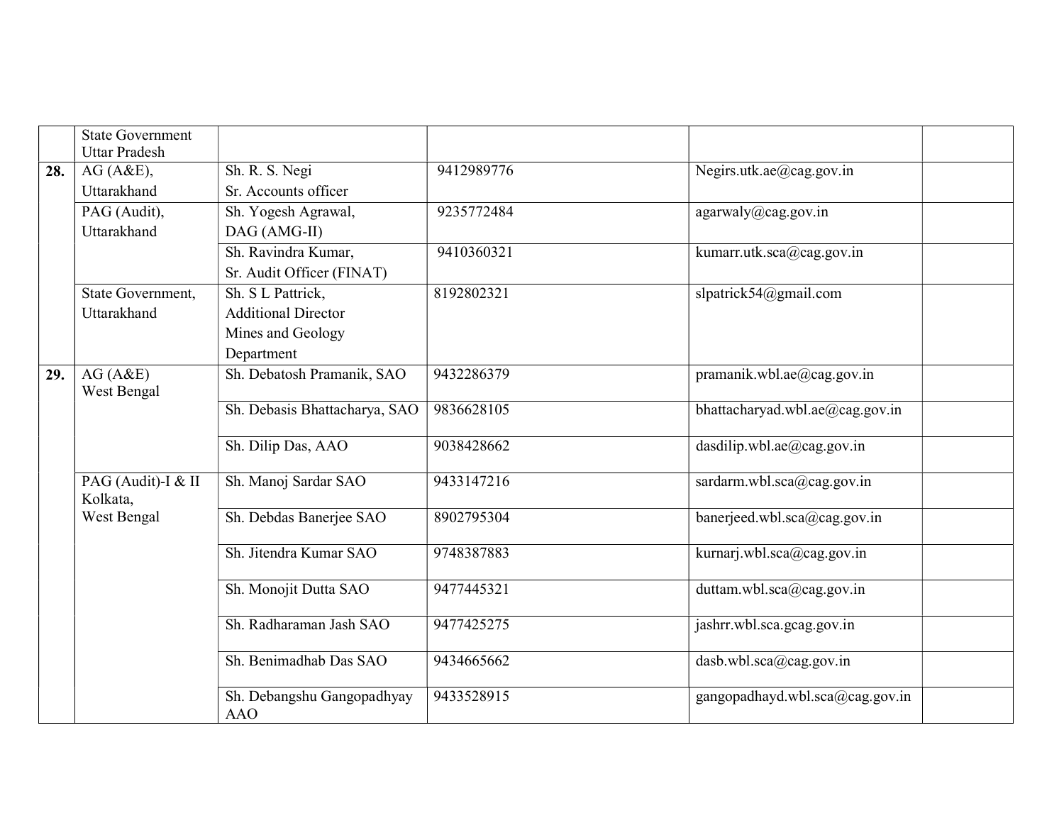| | | | | | |
|---|---|---|---|---|---|
| | State Government Uttar Pradesh | | | | |
| **28.** | AG (A&E), Uttarakhand | Sh. R. S. Negi Sr. Accounts officer | 9412989776 | Negirs.utk.ae@cag.gov.in | |
| | PAG (Audit), Uttarakhand | Sh. Yogesh Agrawal, DAG (AMG-II) | 9235772484 | agarwaly@cag.gov.in | |
| | | Sh. Ravindra Kumar, Sr. Audit Officer (FINAT) | 9410360321 | kumarr.utk.sca@cag.gov.in | |
| | State Government, Uttarakhand | Sh. S L Pattrick, Additional Director Mines and Geology Department | 8192802321 | slpatrick54@gmail.com | |
| **29.** | AG (A&E) West Bengal | Sh. Debatosh Pramanik, SAO | 9432286379 | pramanik.wbl.ae@cag.gov.in | |
| | | Sh. Debasis Bhattacharya, SAO | 9836628105 | bhattacharyad.wbl.ae@cag.gov.in | |
| | | Sh. Dilip Das, AAO | 9038428662 | dasdilip.wbl.ae@cag.gov.in | |
| | PAG (Audit)-I & II Kolkata, West Bengal | Sh. Manoj Sardar SAO | 9433147216 | sardarm.wbl.sca@cag.gov.in | |
| | | Sh. Debdas Banerjee SAO | 8902795304 | banerjeed.wbl.sca@cag.gov.in | |
| | | Sh. Jitendra Kumar SAO | 9748387883 | kurnarj.wbl.sca@cag.gov.in | |
| | | Sh. Monojit Dutta SAO | 9477445321 | duttam.wbl.sca@cag.gov.in | |
| | | Sh. Radharaman Jash SAO | 9477425275 | jashrr.wbl.sca.gcag.gov.in | |
| | | Sh. Benimadhab Das SAO | 9434665662 | dasb.wbl.sca@cag.gov.in | |
| | | Sh. Debangshu Gangopadhyay AAO | 9433528915 | gangopadhayd.wbl.sca@cag.gov.in | |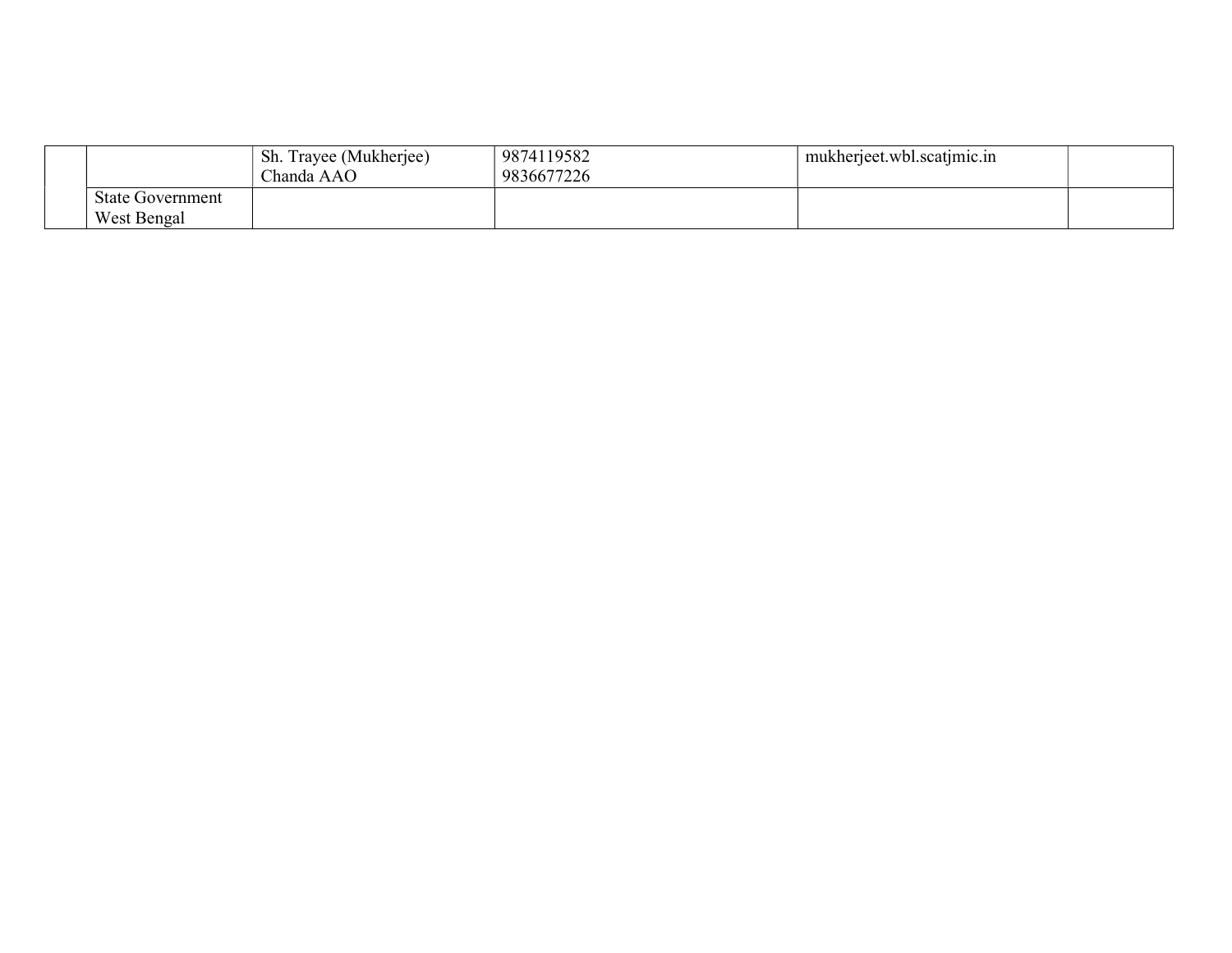| | | | | | |
|---|---|---|---|---|---|
| | | Sh. Trayee (Mukherjee) Chanda AAO | 9874119582 9836677226 | mukherjeet.wbl.scatjmic.in | |
| | State Government West Bengal | | | | |